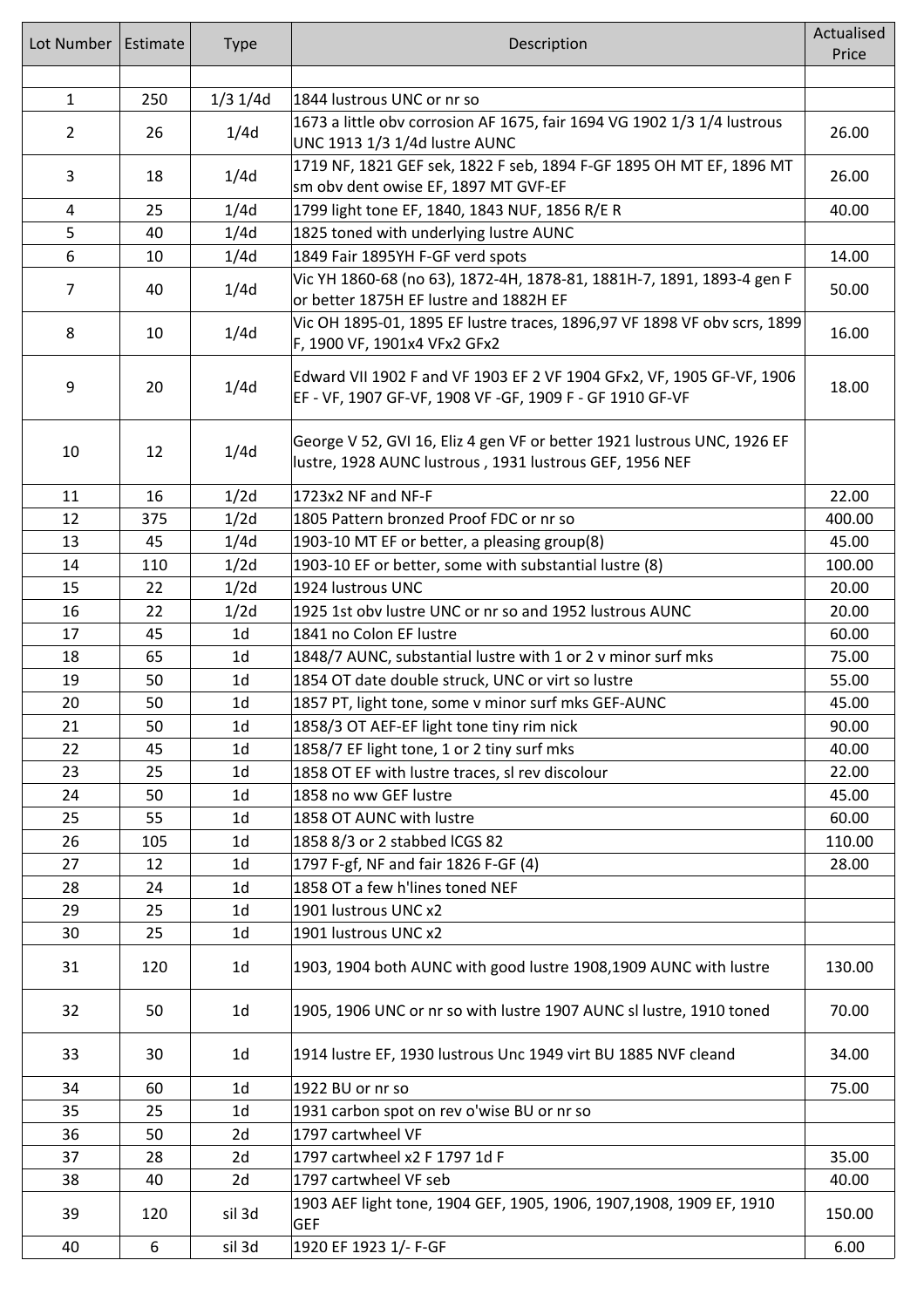| Lot Number | Estimate | Type | Description | Actualised Price |
|---|---|---|---|---|
| | | | | |
| 1 | 250 | 1/3 1/4d | 1844 lustrous UNC or nr so | |
| 2 | 26 | 1/4d | 1673 a little obv corrosion AF 1675, fair 1694 VG 1902 1/3 1/4 lustrous UNC 1913 1/3 1/4d lustre AUNC | 26.00 |
| 3 | 18 | 1/4d | 1719 NF, 1821 GEF sek, 1822 F seb, 1894 F-GF 1895 OH MT EF, 1896 MT sm obv dent owise EF, 1897 MT GVF-EF | 26.00 |
| 4 | 25 | 1/4d | 1799 light tone EF, 1840, 1843 NUF, 1856 R/E R | 40.00 |
| 5 | 40 | 1/4d | 1825 toned with underlying lustre AUNC | |
| 6 | 10 | 1/4d | 1849 Fair 1895YH F-GF verd spots | 14.00 |
| 7 | 40 | 1/4d | Vic YH 1860-68 (no 63), 1872-4H, 1878-81, 1881H-7, 1891, 1893-4 gen F or better 1875H EF lustre and 1882H EF | 50.00 |
| 8 | 10 | 1/4d | Vic OH 1895-01, 1895 EF lustre traces, 1896,97 VF 1898 VF obv scrs, 1899 F, 1900 VF, 1901x4 VFx2 GFx2 | 16.00 |
| 9 | 20 | 1/4d | Edward VII 1902 F and VF 1903 EF 2 VF 1904 GFx2, VF, 1905 GF-VF, 1906 EF - VF, 1907 GF-VF, 1908 VF -GF, 1909 F - GF 1910 GF-VF | 18.00 |
| 10 | 12 | 1/4d | George V 52, GVI 16, Eliz 4 gen VF or better 1921 lustrous UNC, 1926 EF lustre, 1928 AUNC lustrous , 1931 lustrous GEF, 1956 NEF | |
| 11 | 16 | 1/2d | 1723x2 NF and NF-F | 22.00 |
| 12 | 375 | 1/2d | 1805 Pattern bronzed Proof FDC or nr so | 400.00 |
| 13 | 45 | 1/4d | 1903-10 MT EF or better, a pleasing group(8) | 45.00 |
| 14 | 110 | 1/2d | 1903-10 EF or better, some with substantial lustre (8) | 100.00 |
| 15 | 22 | 1/2d | 1924 lustrous UNC | 20.00 |
| 16 | 22 | 1/2d | 1925 1st obv lustre UNC or nr so and 1952 lustrous AUNC | 20.00 |
| 17 | 45 | 1d | 1841 no Colon EF lustre | 60.00 |
| 18 | 65 | 1d | 1848/7 AUNC, substantial lustre with 1 or 2 v minor surf mks | 75.00 |
| 19 | 50 | 1d | 1854 OT date double struck, UNC or virt so lustre | 55.00 |
| 20 | 50 | 1d | 1857 PT, light tone, some v minor surf mks GEF-AUNC | 45.00 |
| 21 | 50 | 1d | 1858/3 OT AEF-EF light tone tiny rim nick | 90.00 |
| 22 | 45 | 1d | 1858/7 EF light tone, 1 or 2 tiny surf mks | 40.00 |
| 23 | 25 | 1d | 1858 OT EF with lustre traces, sl rev discolour | 22.00 |
| 24 | 50 | 1d | 1858 no ww GEF lustre | 45.00 |
| 25 | 55 | 1d | 1858 OT AUNC with lustre | 60.00 |
| 26 | 105 | 1d | 1858 8/3 or 2 stabbed ICGS 82 | 110.00 |
| 27 | 12 | 1d | 1797 F-gf, NF and fair 1826 F-GF (4) | 28.00 |
| 28 | 24 | 1d | 1858 OT a few h'lines toned NEF | |
| 29 | 25 | 1d | 1901 lustrous UNC x2 | |
| 30 | 25 | 1d | 1901 lustrous UNC x2 | |
| 31 | 120 | 1d | 1903, 1904 both AUNC with good lustre 1908,1909 AUNC with lustre | 130.00 |
| 32 | 50 | 1d | 1905, 1906 UNC or nr so with lustre 1907 AUNC sl lustre, 1910 toned | 70.00 |
| 33 | 30 | 1d | 1914 lustre EF, 1930 lustrous Unc 1949 virt BU 1885 NVF cleand | 34.00 |
| 34 | 60 | 1d | 1922 BU or nr so | 75.00 |
| 35 | 25 | 1d | 1931 carbon spot on rev o'wise BU or nr so | |
| 36 | 50 | 2d | 1797 cartwheel VF | |
| 37 | 28 | 2d | 1797 cartwheel x2 F 1797 1d F | 35.00 |
| 38 | 40 | 2d | 1797 cartwheel VF seb | 40.00 |
| 39 | 120 | sil 3d | 1903 AEF light tone, 1904 GEF, 1905, 1906, 1907,1908, 1909 EF, 1910 GEF | 150.00 |
| 40 | 6 | sil 3d | 1920 EF 1923 1/- F-GF | 6.00 |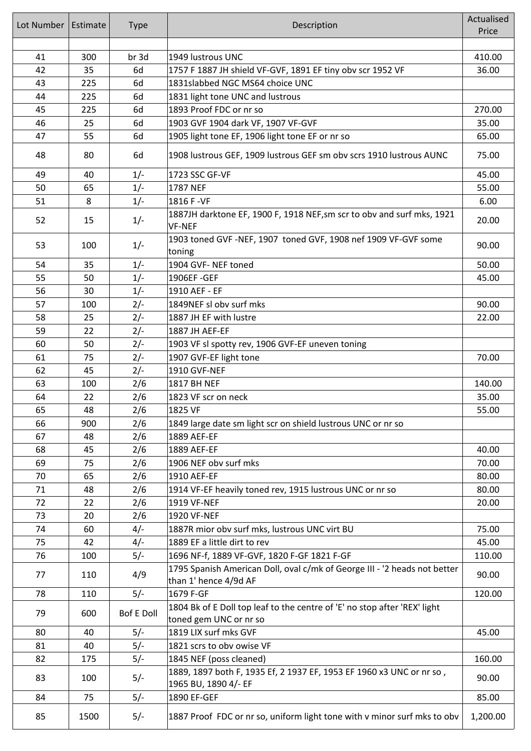| Lot Number | Estimate | Type | Description | Actualised Price |
|---|---|---|---|---|
| | | | | |
| 41 | 300 | br 3d | 1949 lustrous UNC | 410.00 |
| 42 | 35 | 6d | 1757 F 1887 JH shield VF-GVF, 1891 EF tiny obv scr 1952 VF | 36.00 |
| 43 | 225 | 6d | 1831slabbed NGC MS64 choice UNC | |
| 44 | 225 | 6d | 1831 light tone UNC and lustrous | |
| 45 | 225 | 6d | 1893 Proof FDC or nr so | 270.00 |
| 46 | 25 | 6d | 1903 GVF 1904 dark VF, 1907 VF-GVF | 35.00 |
| 47 | 55 | 6d | 1905 light tone EF, 1906 light tone EF or nr so | 65.00 |
| 48 | 80 | 6d | 1908 lustrous GEF, 1909 lustrous GEF sm obv scrs 1910 lustrous AUNC | 75.00 |
| 49 | 40 | 1/- | 1723 SSC GF-VF | 45.00 |
| 50 | 65 | 1/- | 1787 NEF | 55.00 |
| 51 | 8 | 1/- | 1816 F -VF | 6.00 |
| 52 | 15 | 1/- | 1887JH darktone EF, 1900 F, 1918 NEF,sm scr to obv and surf mks, 1921 VF-NEF | 20.00 |
| 53 | 100 | 1/- | 1903 toned GVF -NEF, 1907 toned GVF, 1908 nef 1909 VF-GVF some toning | 90.00 |
| 54 | 35 | 1/- | 1904 GVF- NEF toned | 50.00 |
| 55 | 50 | 1/- | 1906EF -GEF | 45.00 |
| 56 | 30 | 1/- | 1910 AEF - EF | |
| 57 | 100 | 2/- | 1849NEF sl obv surf mks | 90.00 |
| 58 | 25 | 2/- | 1887 JH EF with lustre | 22.00 |
| 59 | 22 | 2/- | 1887 JH AEF-EF | |
| 60 | 50 | 2/- | 1903 VF sl spotty rev, 1906 GVF-EF uneven toning | |
| 61 | 75 | 2/- | 1907 GVF-EF light tone | 70.00 |
| 62 | 45 | 2/- | 1910 GVF-NEF | |
| 63 | 100 | 2/6 | 1817 BH NEF | 140.00 |
| 64 | 22 | 2/6 | 1823 VF scr on neck | 35.00 |
| 65 | 48 | 2/6 | 1825 VF | 55.00 |
| 66 | 900 | 2/6 | 1849 large date sm light scr on shield lustrous UNC or nr so | |
| 67 | 48 | 2/6 | 1889 AEF-EF | |
| 68 | 45 | 2/6 | 1889 AEF-EF | 40.00 |
| 69 | 75 | 2/6 | 1906 NEF obv surf mks | 70.00 |
| 70 | 65 | 2/6 | 1910 AEF-EF | 80.00 |
| 71 | 48 | 2/6 | 1914 VF-EF heavily toned rev, 1915 lustrous UNC or nr so | 80.00 |
| 72 | 22 | 2/6 | 1919 VF-NEF | 20.00 |
| 73 | 20 | 2/6 | 1920 VF-NEF | |
| 74 | 60 | 4/- | 1887R mior obv surf mks, lustrous UNC virt BU | 75.00 |
| 75 | 42 | 4/- | 1889 EF a little dirt to rev | 45.00 |
| 76 | 100 | 5/- | 1696 NF-f, 1889 VF-GVF, 1820 F-GF 1821 F-GF | 110.00 |
| 77 | 110 | 4/9 | 1795 Spanish American Doll, oval c/mk of George III - '2 heads not better than 1' hence 4/9d AF | 90.00 |
| 78 | 110 | 5/- | 1679 F-GF | 120.00 |
| 79 | 600 | Bof E Doll | 1804 Bk of E Doll top leaf to the centre of 'E' no stop after 'REX' light toned gem UNC or nr so | |
| 80 | 40 | 5/- | 1819 LIX surf mks GVF | 45.00 |
| 81 | 40 | 5/- | 1821 scrs to obv owise VF | |
| 82 | 175 | 5/- | 1845 NEF (poss cleaned) | 160.00 |
| 83 | 100 | 5/- | 1889, 1897 both F, 1935 Ef, 2 1937 EF, 1953 EF 1960 x3 UNC or nr so , 1965 BU, 1890 4/- EF | 90.00 |
| 84 | 75 | 5/- | 1890 EF-GEF | 85.00 |
| 85 | 1500 | 5/- | 1887 Proof FDC or nr so, uniform light tone with v minor surf mks to obv | 1,200.00 |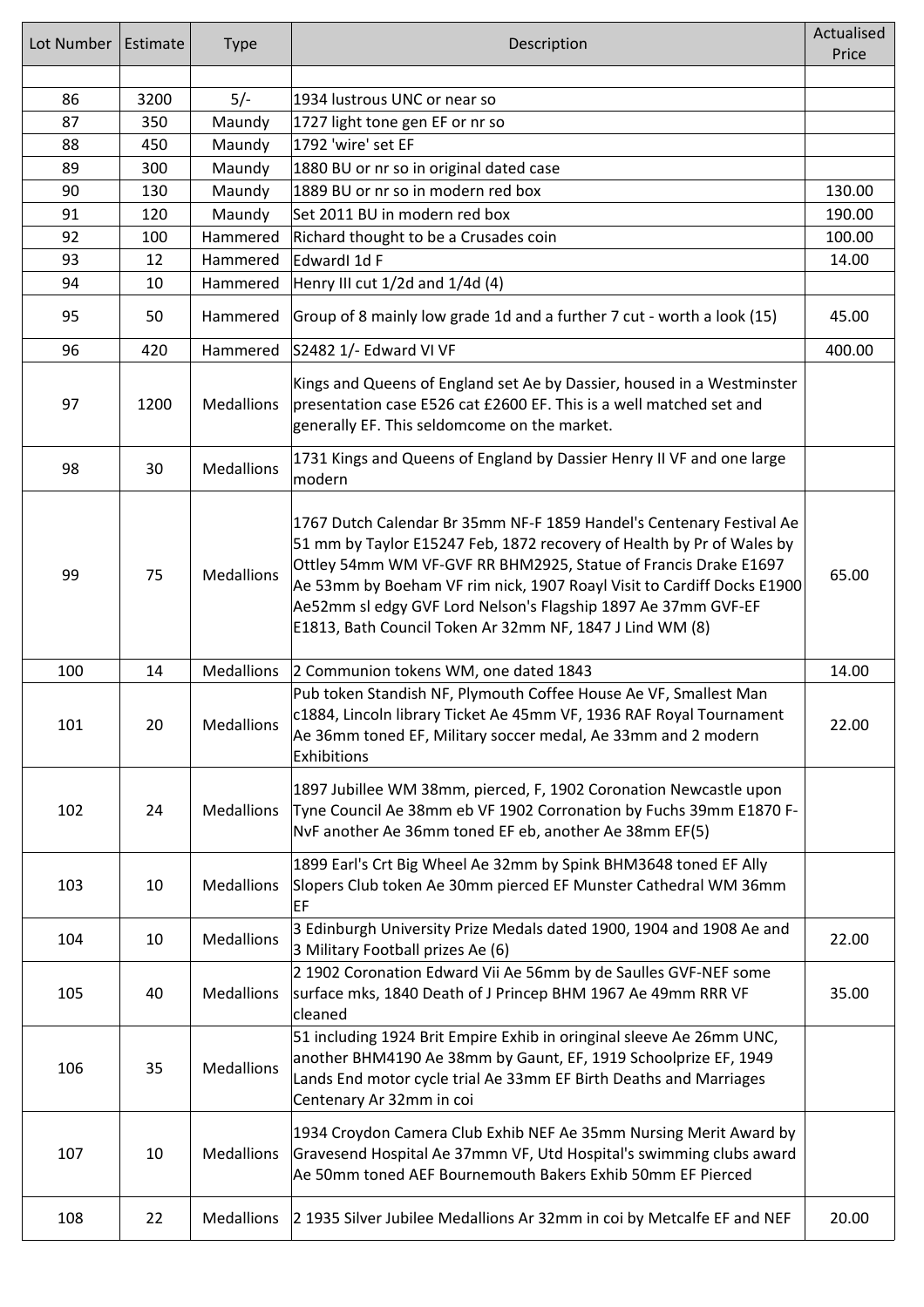| Lot Number | Estimate | Type | Description | Actualised Price |
|---|---|---|---|---|
| | | | | |
| 86 | 3200 | 5/- | 1934 lustrous UNC or near so | |
| 87 | 350 | Maundy | 1727 light tone gen EF or nr so | |
| 88 | 450 | Maundy | 1792 'wire' set EF | |
| 89 | 300 | Maundy | 1880 BU or nr so in original dated case | |
| 90 | 130 | Maundy | 1889 BU or nr so in modern red box | 130.00 |
| 91 | 120 | Maundy | Set 2011 BU in modern red box | 190.00 |
| 92 | 100 | Hammered | Richard thought to be a Crusades coin | 100.00 |
| 93 | 12 | Hammered | EdwardI 1d F | 14.00 |
| 94 | 10 | Hammered | Henry III cut 1/2d and 1/4d (4) | |
| 95 | 50 | Hammered | Group of 8 mainly low grade 1d and a further 7 cut - worth a look (15) | 45.00 |
| 96 | 420 | Hammered | S2482 1/- Edward VI VF | 400.00 |
| 97 | 1200 | Medallions | Kings and Queens of England set Ae by Dassier, housed in a Westminster presentation case E526 cat £2600 EF. This is a well matched set and generally EF. This seldomcome on the market. | |
| 98 | 30 | Medallions | 1731 Kings and Queens of England by Dassier Henry II VF and one large modern | |
| 99 | 75 | Medallions | 1767 Dutch Calendar Br 35mm NF-F 1859 Handel's Centenary Festival Ae 51 mm by Taylor E15247 Feb, 1872 recovery of Health by Pr of Wales by Ottley 54mm WM VF-GVF RR BHM2925, Statue of Francis Drake E1697 Ae 53mm by Boeham VF rim nick, 1907 Roayl Visit to Cardiff Docks E1900 Ae52mm sl edgy GVF Lord Nelson's Flagship 1897 Ae 37mm GVF-EF E1813, Bath Council Token Ar 32mm NF, 1847 J Lind WM (8) | 65.00 |
| 100 | 14 | Medallions | 2 Communion tokens WM, one dated 1843 | 14.00 |
| 101 | 20 | Medallions | Pub token Standish NF, Plymouth Coffee House Ae VF, Smallest Man c1884, Lincoln library Ticket Ae 45mm VF, 1936 RAF Royal Tournament Ae 36mm toned EF, Military soccer medal, Ae 33mm and 2 modern Exhibitions | 22.00 |
| 102 | 24 | Medallions | 1897 Jubillee WM 38mm, pierced, F, 1902 Coronation Newcastle upon Tyne Council Ae 38mm eb VF 1902 Corronation by Fuchs 39mm E1870 F-NvF another Ae 36mm toned EF eb, another Ae 38mm EF(5) | |
| 103 | 10 | Medallions | 1899 Earl's Crt Big Wheel Ae 32mm by Spink BHM3648 toned EF Ally Slopers Club token Ae 30mm pierced EF Munster Cathedral WM 36mm EF | |
| 104 | 10 | Medallions | 3 Edinburgh University Prize Medals dated 1900, 1904 and 1908 Ae and 3 Military Football prizes Ae (6) | 22.00 |
| 105 | 40 | Medallions | 2 1902 Coronation Edward Vii Ae 56mm by de Saulles GVF-NEF some surface mks, 1840 Death of J Princep BHM 1967 Ae 49mm RRR VF cleaned | 35.00 |
| 106 | 35 | Medallions | 51 including 1924 Brit Empire Exhib in oringinal sleeve Ae 26mm UNC, another BHM4190 Ae 38mm by Gaunt, EF, 1919 Schoolprize EF, 1949 Lands End motor cycle trial Ae 33mm EF Birth Deaths and Marriages Centenary Ar 32mm in coi | |
| 107 | 10 | Medallions | 1934 Croydon Camera Club Exhib NEF Ae 35mm Nursing Merit Award by Gravesend Hospital Ae 37mmn VF, Utd Hospital's swimming clubs award Ae 50mm toned AEF Bournemouth Bakers Exhib 50mm EF Pierced | |
| 108 | 22 | Medallions | 2 1935 Silver Jubilee Medallions Ar 32mm in coi by Metcalfe EF and NEF | 20.00 |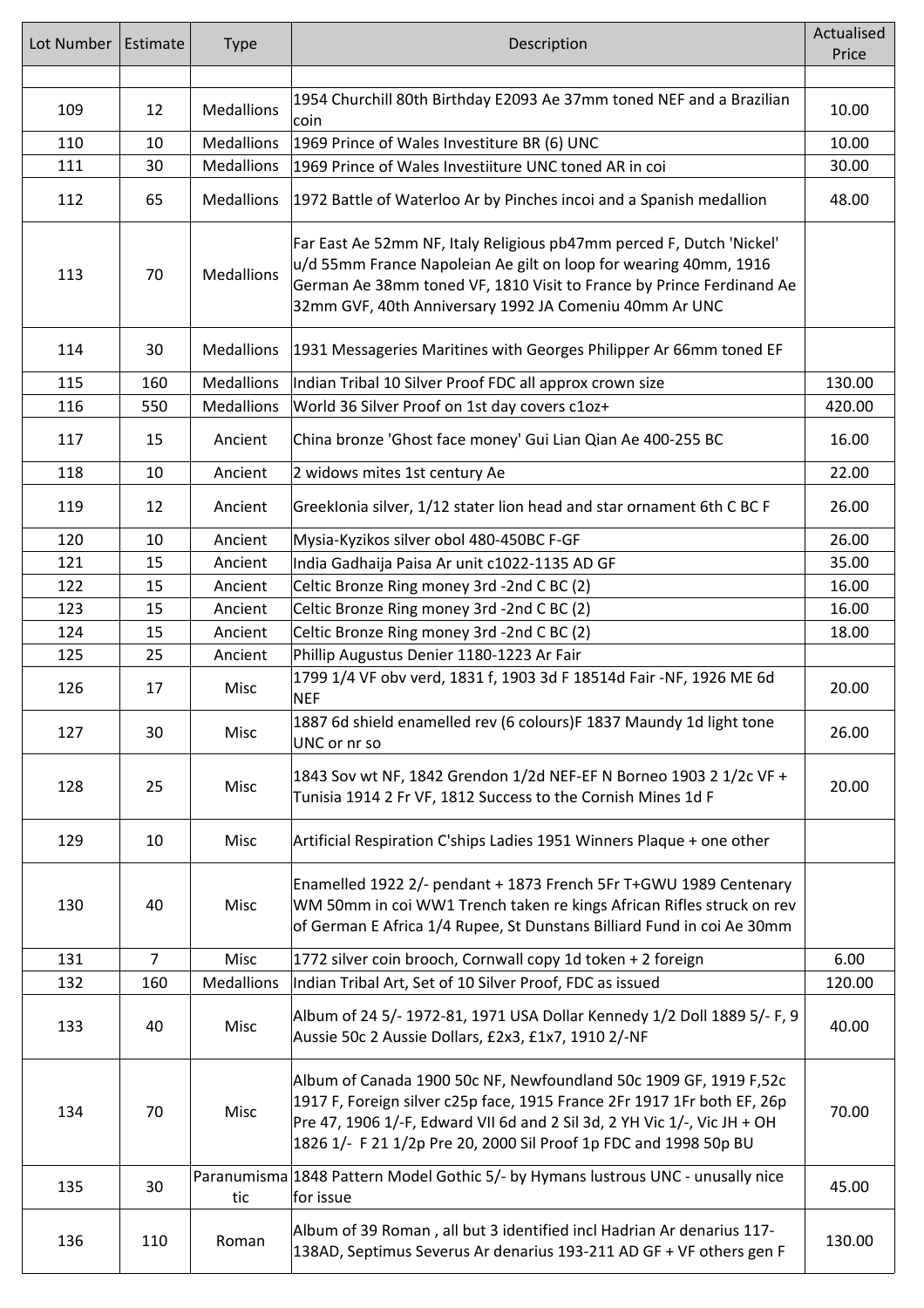| Lot Number | Estimate | Type | Description | Actualised Price |
|---|---|---|---|---|
| | | | | |
| 109 | 12 | Medallions | 1954 Churchill 80th Birthday E2093 Ae 37mm toned NEF and a Brazilian coin | 10.00 |
| 110 | 10 | Medallions | 1969 Prince of Wales Investiture BR (6) UNC | 10.00 |
| 111 | 30 | Medallions | 1969 Prince of Wales Investiiture UNC toned AR in coi | 30.00 |
| 112 | 65 | Medallions | 1972 Battle of Waterloo Ar by Pinches incoi and a Spanish medallion | 48.00 |
| 113 | 70 | Medallions | Far East Ae 52mm NF, Italy Religious pb47mm perced F, Dutch 'Nickel' u/d 55mm France Napoleian Ae gilt on loop for wearing 40mm, 1916 German Ae 38mm toned VF, 1810 Visit to France by Prince Ferdinand Ae 32mm GVF, 40th Anniversary 1992 JA Comeniu 40mm Ar UNC | |
| 114 | 30 | Medallions | 1931 Messageries Maritines with Georges Philipper Ar 66mm toned EF | |
| 115 | 160 | Medallions | Indian Tribal 10 Silver Proof FDC all approx crown size | 130.00 |
| 116 | 550 | Medallions | World 36 Silver Proof on 1st day covers c1oz+ | 420.00 |
| 117 | 15 | Ancient | China bronze 'Ghost face money' Gui Lian Qian Ae 400-255 BC | 16.00 |
| 118 | 10 | Ancient | 2 widows mites 1st century Ae | 22.00 |
| 119 | 12 | Ancient | GreekIonia silver, 1/12 stater lion head and star ornament 6th C BC F | 26.00 |
| 120 | 10 | Ancient | Mysia-Kyzikos silver obol 480-450BC F-GF | 26.00 |
| 121 | 15 | Ancient | India Gadhaija Paisa Ar unit c1022-1135 AD GF | 35.00 |
| 122 | 15 | Ancient | Celtic Bronze Ring money 3rd -2nd C BC (2) | 16.00 |
| 123 | 15 | Ancient | Celtic Bronze Ring money 3rd -2nd C BC (2) | 16.00 |
| 124 | 15 | Ancient | Celtic Bronze Ring money 3rd -2nd C BC (2) | 18.00 |
| 125 | 25 | Ancient | Phillip Augustus Denier 1180-1223 Ar Fair | |
| 126 | 17 | Misc | 1799 1/4 VF obv verd, 1831 f, 1903 3d F 18514d Fair -NF, 1926 ME 6d NEF | 20.00 |
| 127 | 30 | Misc | 1887 6d shield enamelled rev (6 colours)F 1837 Maundy 1d light tone UNC or nr so | 26.00 |
| 128 | 25 | Misc | 1843 Sov wt NF, 1842 Grendon 1/2d NEF-EF N Borneo 1903 2 1/2c VF + Tunisia 1914 2 Fr VF, 1812 Success to the Cornish Mines 1d F | 20.00 |
| 129 | 10 | Misc | Artificial Respiration C'ships Ladies 1951 Winners Plaque + one other | |
| 130 | 40 | Misc | Enamelled 1922 2/- pendant + 1873 French 5Fr T+GWU 1989 Centenary WM 50mm in coi WW1 Trench taken re kings African Rifles struck on rev of German E Africa 1/4 Rupee, St Dunstans Billiard Fund in coi Ae 30mm | |
| 131 | 7 | Misc | 1772 silver coin brooch, Cornwall copy 1d token + 2 foreign | 6.00 |
| 132 | 160 | Medallions | Indian Tribal Art, Set of 10 Silver Proof, FDC as issued | 120.00 |
| 133 | 40 | Misc | Album of 24 5/- 1972-81, 1971 USA Dollar Kennedy 1/2 Doll 1889 5/- F, 9 Aussie 50c 2 Aussie Dollars, £2x3, £1x7, 1910 2/-NF | 40.00 |
| 134 | 70 | Misc | Album of Canada 1900 50c NF, Newfoundland 50c 1909 GF, 1919 F,52c 1917 F, Foreign silver c25p face, 1915 France 2Fr 1917 1Fr both EF, 26p Pre 47, 1906 1/-F, Edward VII 6d and 2 Sil 3d, 2 YH Vic 1/-, Vic JH + OH 1826 1/- F 21 1/2p Pre 20, 2000 Sil Proof 1p FDC and 1998 50p BU | 70.00 |
| 135 | 30 | Paranumismatic | 1848 Pattern Model Gothic 5/- by Hymans lustrous UNC - unusally nice for issue | 45.00 |
| 136 | 110 | Roman | Album of 39 Roman , all but 3 identified incl Hadrian Ar denarius 117-138AD, Septimus Severus Ar denarius 193-211 AD GF + VF others gen F | 130.00 |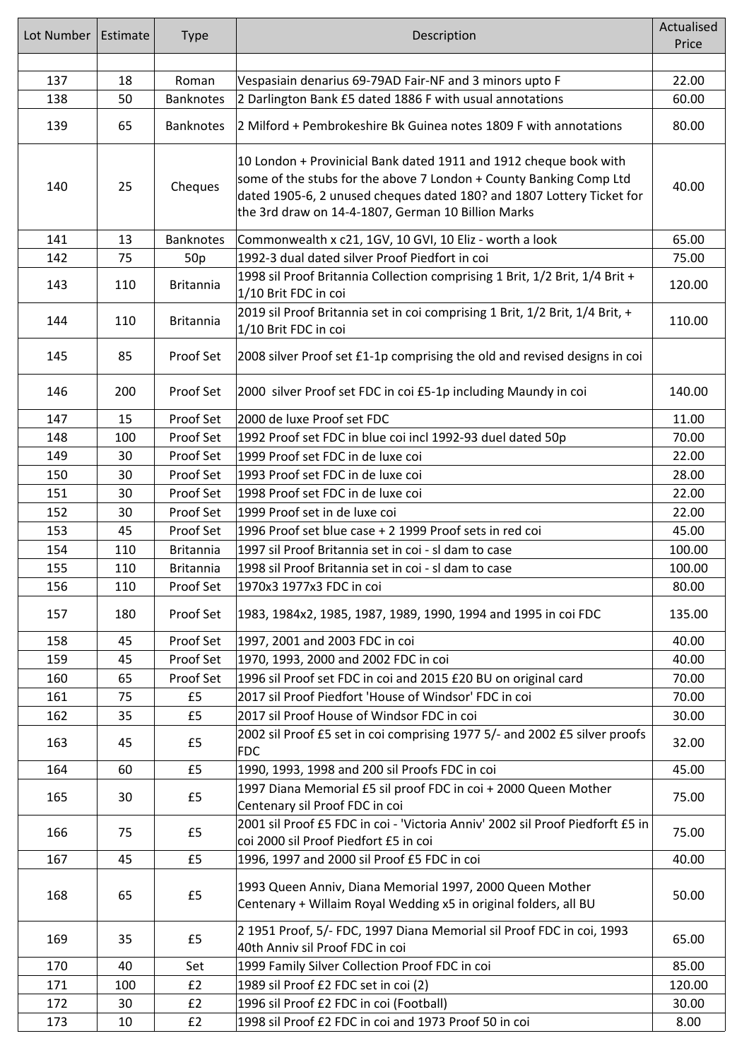| Lot Number | Estimate | Type | Description | Actualised Price |
|---|---|---|---|---|
| | | | | |
| 137 | 18 | Roman | Vespasiain denarius 69-79AD Fair-NF and 3 minors upto F | 22.00 |
| 138 | 50 | Banknotes | 2 Darlington Bank £5 dated 1886 F with usual annotations | 60.00 |
| 139 | 65 | Banknotes | 2 Milford + Pembrokeshire Bk Guinea notes 1809 F with annotations | 80.00 |
| 140 | 25 | Cheques | 10 London + Provinicial Bank dated 1911 and 1912 cheque book with some of the stubs for the above 7 London + County Banking Comp Ltd dated 1905-6, 2 unused cheques dated 180? and 1807 Lottery Ticket for the 3rd draw on 14-4-1807, German 10 Billion Marks | 40.00 |
| 141 | 13 | Banknotes | Commonwealth x c21, 1GV, 10 GVI, 10 Eliz - worth a look | 65.00 |
| 142 | 75 | 50p | 1992-3 dual dated silver Proof Piedfort in coi | 75.00 |
| 143 | 110 | Britannia | 1998 sil Proof Britannia Collection comprising 1 Brit, 1/2 Brit, 1/4 Brit + 1/10 Brit FDC in coi | 120.00 |
| 144 | 110 | Britannia | 2019 sil Proof Britannia set in coi comprising 1 Brit, 1/2 Brit, 1/4 Brit, + 1/10 Brit FDC in coi | 110.00 |
| 145 | 85 | Proof Set | 2008 silver Proof set £1-1p comprising the old and revised designs in coi | |
| 146 | 200 | Proof Set | 2000 silver Proof set FDC in coi £5-1p including Maundy in coi | 140.00 |
| 147 | 15 | Proof Set | 2000 de luxe Proof set FDC | 11.00 |
| 148 | 100 | Proof Set | 1992 Proof set FDC in blue coi incl 1992-93 duel dated 50p | 70.00 |
| 149 | 30 | Proof Set | 1999 Proof set FDC in de luxe coi | 22.00 |
| 150 | 30 | Proof Set | 1993 Proof set FDC in de luxe coi | 28.00 |
| 151 | 30 | Proof Set | 1998 Proof set FDC in de luxe coi | 22.00 |
| 152 | 30 | Proof Set | 1999 Proof set in de luxe coi | 22.00 |
| 153 | 45 | Proof Set | 1996 Proof set blue case + 2 1999 Proof sets in red coi | 45.00 |
| 154 | 110 | Britannia | 1997 sil Proof Britannia set in coi - sl dam to case | 100.00 |
| 155 | 110 | Britannia | 1998 sil Proof Britannia set in coi - sl dam to case | 100.00 |
| 156 | 110 | Proof Set | 1970x3 1977x3 FDC in coi | 80.00 |
| 157 | 180 | Proof Set | 1983, 1984x2, 1985, 1987, 1989, 1990, 1994 and 1995 in coi FDC | 135.00 |
| 158 | 45 | Proof Set | 1997, 2001 and 2003 FDC in coi | 40.00 |
| 159 | 45 | Proof Set | 1970, 1993, 2000 and 2002 FDC in coi | 40.00 |
| 160 | 65 | Proof Set | 1996 sil Proof set FDC in coi and 2015 £20 BU on original card | 70.00 |
| 161 | 75 | £5 | 2017 sil Proof Piedfort 'House of Windsor' FDC in coi | 70.00 |
| 162 | 35 | £5 | 2017 sil Proof House of Windsor FDC in coi | 30.00 |
| 163 | 45 | £5 | 2002 sil Proof £5 set in coi comprising 1977 5/- and 2002 £5 silver proofs FDC | 32.00 |
| 164 | 60 | £5 | 1990, 1993, 1998 and 200 sil Proofs FDC in coi | 45.00 |
| 165 | 30 | £5 | 1997 Diana Memorial £5 sil proof FDC in coi + 2000 Queen Mother Centenary sil Proof FDC in coi | 75.00 |
| 166 | 75 | £5 | 2001 sil Proof £5 FDC in coi - 'Victoria Anniv' 2002 sil Proof Piedforft £5 in coi 2000 sil Proof Piedfort £5 in coi | 75.00 |
| 167 | 45 | £5 | 1996, 1997 and 2000 sil Proof £5 FDC in coi | 40.00 |
| 168 | 65 | £5 | 1993 Queen Anniv, Diana Memorial 1997, 2000 Queen Mother Centenary + Willaim Royal Wedding x5 in original folders, all BU | 50.00 |
| 169 | 35 | £5 | 2 1951 Proof, 5/- FDC, 1997 Diana Memorial sil Proof FDC in coi, 1993 40th Anniv sil Proof FDC in coi | 65.00 |
| 170 | 40 | Set | 1999 Family Silver Collection Proof FDC in coi | 85.00 |
| 171 | 100 | £2 | 1989 sil Proof £2 FDC set in coi (2) | 120.00 |
| 172 | 30 | £2 | 1996 sil Proof £2 FDC in coi (Football) | 30.00 |
| 173 | 10 | £2 | 1998 sil Proof £2 FDC in coi and 1973 Proof 50 in coi | 8.00 |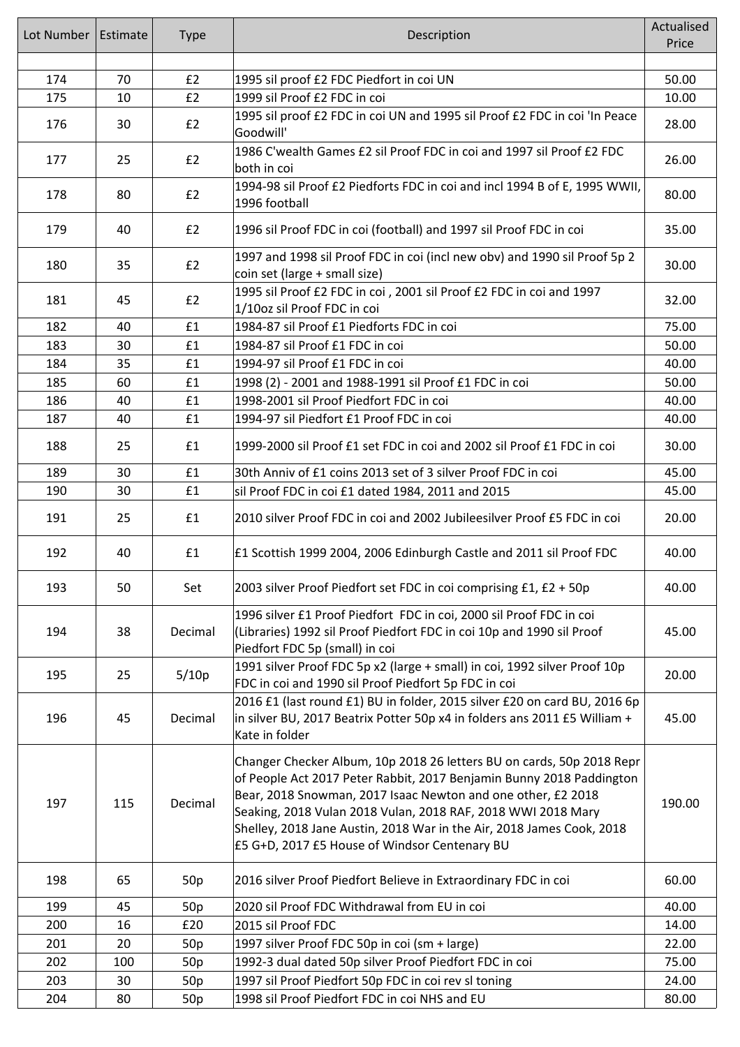| Lot Number | Estimate | Type | Description | Actualised Price |
|---|---|---|---|---|
| | | | | |
| 174 | 70 | £2 | 1995 sil proof £2 FDC Piedfort in coi UN | 50.00 |
| 175 | 10 | £2 | 1999 sil Proof £2 FDC in coi | 10.00 |
| 176 | 30 | £2 | 1995 sil proof £2 FDC in coi UN and 1995 sil Proof £2 FDC in coi 'In Peace Goodwill' | 28.00 |
| 177 | 25 | £2 | 1986 C'wealth Games £2 sil Proof FDC in coi and 1997 sil Proof £2 FDC both in coi | 26.00 |
| 178 | 80 | £2 | 1994-98 sil Proof £2 Piedforts FDC in coi and incl 1994 B of E, 1995 WWII, 1996 football | 80.00 |
| 179 | 40 | £2 | 1996 sil Proof FDC in coi (football) and 1997 sil Proof FDC in coi | 35.00 |
| 180 | 35 | £2 | 1997 and 1998 sil Proof FDC in coi (incl new obv) and 1990 sil Proof 5p 2 coin set (large + small size) | 30.00 |
| 181 | 45 | £2 | 1995 sil Proof £2 FDC in coi , 2001 sil Proof £2 FDC in coi and 1997 1/10oz sil Proof FDC in coi | 32.00 |
| 182 | 40 | £1 | 1984-87 sil Proof £1 Piedforts FDC in coi | 75.00 |
| 183 | 30 | £1 | 1984-87 sil Proof £1 FDC in coi | 50.00 |
| 184 | 35 | £1 | 1994-97 sil Proof £1 FDC in coi | 40.00 |
| 185 | 60 | £1 | 1998 (2) - 2001 and 1988-1991 sil Proof £1 FDC in coi | 50.00 |
| 186 | 40 | £1 | 1998-2001 sil Proof Piedfort FDC in coi | 40.00 |
| 187 | 40 | £1 | 1994-97 sil Piedfort £1 Proof FDC in coi | 40.00 |
| 188 | 25 | £1 | 1999-2000 sil Proof £1 set FDC in coi and 2002 sil Proof £1 FDC in coi | 30.00 |
| 189 | 30 | £1 | 30th Anniv of £1 coins 2013 set of 3 silver Proof FDC in coi | 45.00 |
| 190 | 30 | £1 | sil Proof FDC in coi £1 dated 1984, 2011 and 2015 | 45.00 |
| 191 | 25 | £1 | 2010 silver Proof FDC in coi and 2002 Jubileesilver Proof £5 FDC in coi | 20.00 |
| 192 | 40 | £1 | £1 Scottish 1999 2004, 2006 Edinburgh Castle and 2011 sil Proof FDC | 40.00 |
| 193 | 50 | Set | 2003 silver Proof Piedfort set FDC in coi comprising £1, £2 + 50p | 40.00 |
| 194 | 38 | Decimal | 1996 silver £1 Proof Piedfort FDC in coi, 2000 sil Proof FDC in coi (Libraries) 1992 sil Proof Piedfort FDC in coi 10p and 1990 sil Proof Piedfort FDC 5p (small) in coi | 45.00 |
| 195 | 25 | 5/10p | 1991 silver Proof FDC 5p x2 (large + small) in coi, 1992 silver Proof 10p FDC in coi and 1990 sil Proof Piedfort 5p FDC in coi | 20.00 |
| 196 | 45 | Decimal | 2016 £1 (last round £1) BU in folder, 2015 silver £20 on card BU, 2016 6p in silver BU, 2017 Beatrix Potter 50p x4 in folders ans 2011 £5 William + Kate in folder | 45.00 |
| 197 | 115 | Decimal | Changer Checker Album, 10p 2018 26 letters BU on cards, 50p 2018 Repr of People Act 2017 Peter Rabbit, 2017 Benjamin Bunny 2018 Paddington Bear, 2018 Snowman, 2017 Isaac Newton and one other, £2 2018 Seaking, 2018 Vulan 2018 Vulan, 2018 RAF, 2018 WWI 2018 Mary Shelley, 2018 Jane Austin, 2018 War in the Air, 2018 James Cook, 2018 £5 G+D, 2017 £5 House of Windsor Centenary BU | 190.00 |
| 198 | 65 | 50p | 2016 silver Proof Piedfort Believe in Extraordinary FDC in coi | 60.00 |
| 199 | 45 | 50p | 2020 sil Proof FDC Withdrawal from EU in coi | 40.00 |
| 200 | 16 | £20 | 2015 sil Proof FDC | 14.00 |
| 201 | 20 | 50p | 1997 silver Proof FDC 50p in coi (sm + large) | 22.00 |
| 202 | 100 | 50p | 1992-3 dual dated 50p silver Proof Piedfort FDC in coi | 75.00 |
| 203 | 30 | 50p | 1997 sil Proof Piedfort 50p FDC in coi rev sl toning | 24.00 |
| 204 | 80 | 50p | 1998 sil Proof Piedfort FDC in coi NHS and EU | 80.00 |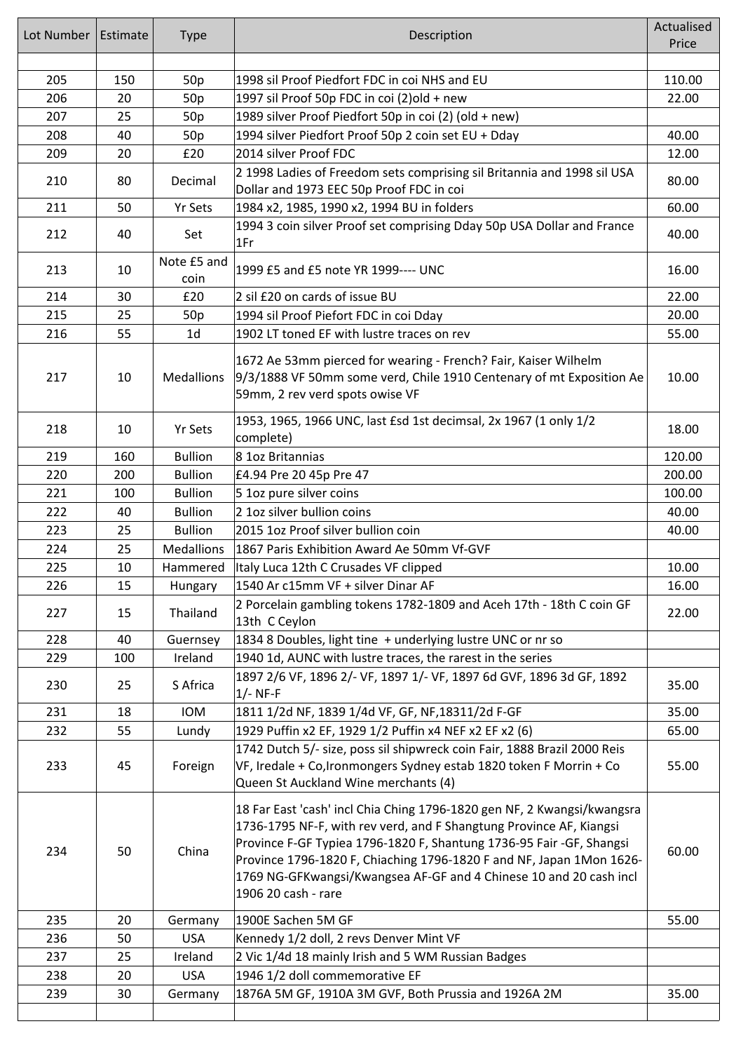| Lot Number | Estimate | Type | Description | Actualised Price |
|---|---|---|---|---|
| | | | | |
| 205 | 150 | 50p | 1998 sil Proof Piedfort FDC in coi NHS and EU | 110.00 |
| 206 | 20 | 50p | 1997 sil Proof 50p FDC in coi (2)old + new | 22.00 |
| 207 | 25 | 50p | 1989 silver Proof Piedfort 50p in coi (2) (old + new) | |
| 208 | 40 | 50p | 1994 silver Piedfort Proof 50p 2 coin set EU + Dday | 40.00 |
| 209 | 20 | £20 | 2014 silver Proof FDC | 12.00 |
| 210 | 80 | Decimal | 2 1998 Ladies of Freedom sets comprising sil Britannia and 1998 sil USA Dollar and 1973 EEC 50p Proof FDC in coi | 80.00 |
| 211 | 50 | Yr Sets | 1984 x2, 1985, 1990 x2, 1994 BU in folders | 60.00 |
| 212 | 40 | Set | 1994 3 coin silver Proof set comprising Dday 50p USA Dollar and France 1Fr | 40.00 |
| 213 | 10 | Note £5 and coin | 1999 £5 and £5 note YR 1999---- UNC | 16.00 |
| 214 | 30 | £20 | 2 sil £20 on cards of issue BU | 22.00 |
| 215 | 25 | 50p | 1994 sil Proof Piefort FDC in coi Dday | 20.00 |
| 216 | 55 | 1d | 1902 LT toned EF with lustre traces on rev | 55.00 |
| 217 | 10 | Medallions | 1672 Ae 53mm pierced for wearing - French? Fair, Kaiser Wilhelm 9/3/1888 VF 50mm some verd, Chile 1910 Centenary of mt Exposition Ae 59mm, 2 rev verd spots owise VF | 10.00 |
| 218 | 10 | Yr Sets | 1953, 1965, 1966 UNC, last £sd 1st decimsal, 2x 1967 (1 only 1/2 complete) | 18.00 |
| 219 | 160 | Bullion | 8 1oz Britannias | 120.00 |
| 220 | 200 | Bullion | £4.94 Pre 20 45p Pre 47 | 200.00 |
| 221 | 100 | Bullion | 5 1oz pure silver coins | 100.00 |
| 222 | 40 | Bullion | 2 1oz silver bullion coins | 40.00 |
| 223 | 25 | Bullion | 2015 1oz Proof silver bullion coin | 40.00 |
| 224 | 25 | Medallions | 1867 Paris Exhibition Award Ae 50mm Vf-GVF | |
| 225 | 10 | Hammered | Italy Luca 12th C Crusades VF clipped | 10.00 |
| 226 | 15 | Hungary | 1540 Ar c15mm VF + silver Dinar AF | 16.00 |
| 227 | 15 | Thailand | 2 Porcelain gambling tokens 1782-1809 and Aceh 17th - 18th C coin GF 13th C Ceylon | 22.00 |
| 228 | 40 | Guernsey | 1834 8 Doubles, light tine + underlying lustre UNC or nr so | |
| 229 | 100 | Ireland | 1940 1d, AUNC with lustre traces, the rarest in the series | |
| 230 | 25 | S Africa | 1897 2/6 VF, 1896 2/- VF, 1897 1/- VF, 1897 6d GVF, 1896 3d GF, 1892 1/- NF-F | 35.00 |
| 231 | 18 | IOM | 1811 1/2d NF, 1839 1/4d VF, GF, NF,18311/2d F-GF | 35.00 |
| 232 | 55 | Lundy | 1929 Puffin x2 EF, 1929 1/2 Puffin x4 NEF x2 EF x2 (6) | 65.00 |
| 233 | 45 | Foreign | 1742 Dutch 5/- size, poss sil shipwreck coin Fair, 1888 Brazil 2000 Reis VF, Iredale + Co,Ironmongers Sydney estab 1820 token F Morrin + Co Queen St Auckland Wine merchants (4) | 55.00 |
| 234 | 50 | China | 18 Far East 'cash' incl Chia Ching 1796-1820 gen NF, 2 Kwangsi/kwangsra 1736-1795 NF-F, with rev verd, and F Shangtung Province AF, Kiangsi Province F-GF Typiea 1796-1820 F, Shantung 1736-95 Fair -GF, Shangsi Province 1796-1820 F, Chiaching 1796-1820 F and NF, Japan 1Mon 1626-1769 NG-GFKwangsi/Kwangsea AF-GF and 4 Chinese 10 and 20 cash incl 1906 20 cash - rare | 60.00 |
| 235 | 20 | Germany | 1900E Sachen 5M GF | 55.00 |
| 236 | 50 | USA | Kennedy 1/2 doll, 2 revs Denver Mint VF | |
| 237 | 25 | Ireland | 2 Vic 1/4d 18 mainly Irish and 5 WM Russian Badges | |
| 238 | 20 | USA | 1946 1/2 doll commemorative EF | |
| 239 | 30 | Germany | 1876A 5M GF, 1910A 3M GVF, Both Prussia and 1926A 2M | 35.00 |
| | | | | |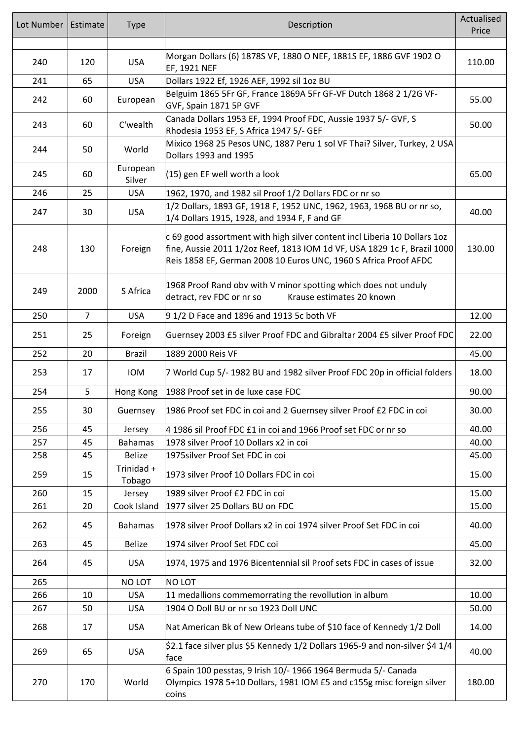| Lot Number | Estimate | Type | Description | Actualised Price |
|---|---|---|---|---|
| | | | | |
| 240 | 120 | USA | Morgan Dollars (6) 1878S VF, 1880 O NEF, 1881S EF, 1886 GVF 1902 O EF, 1921 NEF | 110.00 |
| 241 | 65 | USA | Dollars 1922 Ef, 1926 AEF, 1992 sil 1oz BU | |
| 242 | 60 | European | Belguim 1865 5Fr GF, France 1869A 5Fr GF-VF Dutch 1868 2 1/2G VF-GVF, Spain 1871 5P GVF | 55.00 |
| 243 | 60 | C'wealth | Canada Dollars 1953 EF, 1994 Proof FDC, Aussie 1937 5/- GVF, S Rhodesia 1953 EF, S Africa 1947 5/- GEF | 50.00 |
| 244 | 50 | World | Mixico 1968 25 Pesos UNC, 1887 Peru 1 sol VF Thai? Silver, Turkey, 2 USA Dollars 1993 and 1995 | |
| 245 | 60 | European Silver | (15) gen EF well worth a look | 65.00 |
| 246 | 25 | USA | 1962, 1970, and 1982 sil Proof 1/2 Dollars FDC or nr so | |
| 247 | 30 | USA | 1/2 Dollars, 1893 GF, 1918 F, 1952 UNC, 1962, 1963, 1968 BU or nr so, 1/4 Dollars 1915, 1928, and 1934 F, F and GF | 40.00 |
| 248 | 130 | Foreign | c 69 good assortment with high silver content incl Liberia 10 Dollars 1oz fine, Aussie 2011 1/2oz Reef, 1813 IOM 1d VF, USA 1829 1c F, Brazil 1000 Reis 1858 EF, German 2008 10 Euros UNC, 1960 S Africa Proof AFDC | 130.00 |
| 249 | 2000 | S Africa | 1968 Proof Rand obv with V minor spotting which does not unduly detract, rev FDC or nr so Krause estimates 20 known | |
| 250 | 7 | USA | 9 1/2 D Face and 1896 and 1913 5c both VF | 12.00 |
| 251 | 25 | Foreign | Guernsey 2003 £5 silver Proof FDC and Gibraltar 2004 £5 silver Proof FDC | 22.00 |
| 252 | 20 | Brazil | 1889 2000 Reis VF | 45.00 |
| 253 | 17 | IOM | 7 World Cup 5/- 1982 BU and 1982 silver Proof FDC 20p in official folders | 18.00 |
| 254 | 5 | Hong Kong | 1988 Proof set in de luxe case FDC | 90.00 |
| 255 | 30 | Guernsey | 1986 Proof set FDC in coi and 2 Guernsey silver Proof £2 FDC in coi | 30.00 |
| 256 | 45 | Jersey | 4 1986 sil Proof FDC £1 in coi and 1966 Proof set FDC or nr so | 40.00 |
| 257 | 45 | Bahamas | 1978 silver Proof 10 Dollars x2 in coi | 40.00 |
| 258 | 45 | Belize | 1975silver Proof Set FDC in coi | 45.00 |
| 259 | 15 | Trinidad + Tobago | 1973 silver Proof 10 Dollars FDC in coi | 15.00 |
| 260 | 15 | Jersey | 1989 silver Proof £2 FDC in coi | 15.00 |
| 261 | 20 | Cook Island | 1977 silver 25 Dollars BU on FDC | 15.00 |
| 262 | 45 | Bahamas | 1978 silver Proof Dollars x2 in coi 1974 silver Proof Set FDC in coi | 40.00 |
| 263 | 45 | Belize | 1974 silver Proof Set FDC coi | 45.00 |
| 264 | 45 | USA | 1974, 1975 and 1976 Bicentennial sil Proof sets FDC in cases of issue | 32.00 |
| 265 | | NO LOT | NO LOT | |
| 266 | 10 | USA | 11 medallions commemorrating the revollution in album | 10.00 |
| 267 | 50 | USA | 1904 O Doll BU or nr so 1923 Doll UNC | 50.00 |
| 268 | 17 | USA | Nat American Bk of New Orleans tube of $10 face of Kennedy 1/2 Doll | 14.00 |
| 269 | 65 | USA | $2.1 face silver plus $5 Kennedy 1/2 Dollars 1965-9 and non-silver $4 1/4 face | 40.00 |
| 270 | 170 | World | 6 Spain 100 pesstas, 9 Irish 10/- 1966 1964 Bermuda 5/- Canada Olympics 1978 5+10 Dollars, 1981 IOM £5 and c155g misc foreign silver coins | 180.00 |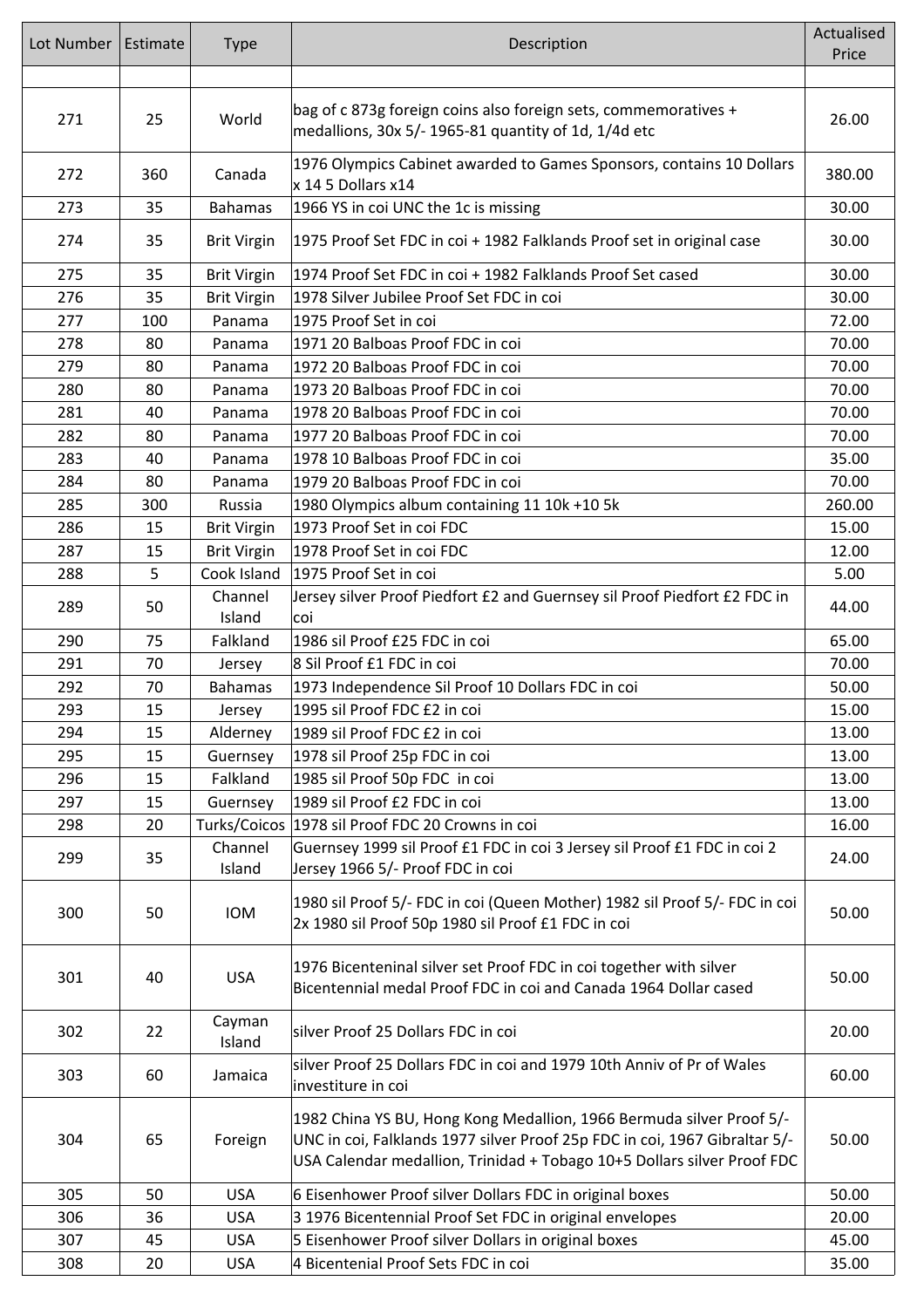| Lot Number | Estimate | Type | Description | Actualised Price |
|---|---|---|---|---|
| | | | | |
| 271 | 25 | World | bag of c 873g foreign coins also foreign sets, commemoratives + medallions, 30x 5/- 1965-81 quantity of 1d, 1/4d etc | 26.00 |
| 272 | 360 | Canada | 1976 Olympics Cabinet awarded to Games Sponsors, contains 10 Dollars x 14 5 Dollars x14 | 380.00 |
| 273 | 35 | Bahamas | 1966 YS in coi UNC the 1c is missing | 30.00 |
| 274 | 35 | Brit Virgin | 1975 Proof Set FDC in coi + 1982 Falklands Proof set in original case | 30.00 |
| 275 | 35 | Brit Virgin | 1974 Proof Set FDC in coi + 1982 Falklands Proof Set cased | 30.00 |
| 276 | 35 | Brit Virgin | 1978 Silver Jubilee Proof Set FDC in coi | 30.00 |
| 277 | 100 | Panama | 1975 Proof Set in coi | 72.00 |
| 278 | 80 | Panama | 1971 20 Balboas Proof FDC in coi | 70.00 |
| 279 | 80 | Panama | 1972 20 Balboas Proof FDC in coi | 70.00 |
| 280 | 80 | Panama | 1973 20 Balboas Proof FDC in coi | 70.00 |
| 281 | 40 | Panama | 1978 20 Balboas Proof FDC in coi | 70.00 |
| 282 | 80 | Panama | 1977 20 Balboas Proof FDC in coi | 70.00 |
| 283 | 40 | Panama | 1978 10 Balboas Proof FDC in coi | 35.00 |
| 284 | 80 | Panama | 1979 20 Balboas Proof FDC in coi | 70.00 |
| 285 | 300 | Russia | 1980 Olympics album containing 11 10k +10 5k | 260.00 |
| 286 | 15 | Brit Virgin | 1973 Proof Set in coi FDC | 15.00 |
| 287 | 15 | Brit Virgin | 1978 Proof Set in coi FDC | 12.00 |
| 288 | 5 | Cook Island | 1975 Proof Set in coi | 5.00 |
| 289 | 50 | Channel Island | Jersey silver Proof Piedfort £2 and Guernsey sil Proof Piedfort £2 FDC in coi | 44.00 |
| 290 | 75 | Falkland | 1986 sil Proof £25 FDC in coi | 65.00 |
| 291 | 70 | Jersey | 8 Sil Proof £1 FDC in coi | 70.00 |
| 292 | 70 | Bahamas | 1973 Independence Sil Proof 10 Dollars FDC in coi | 50.00 |
| 293 | 15 | Jersey | 1995 sil Proof FDC £2 in coi | 15.00 |
| 294 | 15 | Alderney | 1989 sil Proof FDC £2 in coi | 13.00 |
| 295 | 15 | Guernsey | 1978 sil Proof 25p FDC in coi | 13.00 |
| 296 | 15 | Falkland | 1985 sil Proof 50p FDC in coi | 13.00 |
| 297 | 15 | Guernsey | 1989 sil Proof £2 FDC in coi | 13.00 |
| 298 | 20 | Turks/Coicos | 1978 sil Proof FDC 20 Crowns in coi | 16.00 |
| 299 | 35 | Channel Island | Guernsey 1999 sil Proof £1 FDC in coi 3 Jersey sil Proof £1 FDC in coi 2 Jersey 1966 5/- Proof FDC in coi | 24.00 |
| 300 | 50 | IOM | 1980 sil Proof 5/- FDC in coi (Queen Mother) 1982 sil Proof 5/- FDC in coi 2x 1980 sil Proof 50p 1980 sil Proof £1 FDC in coi | 50.00 |
| 301 | 40 | USA | 1976 Bicenteninal silver set Proof FDC in coi together with silver Bicentennial medal Proof FDC in coi and Canada 1964 Dollar cased | 50.00 |
| 302 | 22 | Cayman Island | silver Proof 25 Dollars FDC in coi | 20.00 |
| 303 | 60 | Jamaica | silver Proof 25 Dollars FDC in coi and 1979 10th Anniv of Pr of Wales investiture in coi | 60.00 |
| 304 | 65 | Foreign | 1982 China YS BU, Hong Kong Medallion, 1966 Bermuda silver Proof 5/- UNC in coi, Falklands 1977 silver Proof 25p FDC in coi, 1967 Gibraltar 5/- USA Calendar medallion, Trinidad + Tobago 10+5 Dollars silver Proof FDC | 50.00 |
| 305 | 50 | USA | 6 Eisenhower Proof silver Dollars FDC in original boxes | 50.00 |
| 306 | 36 | USA | 3 1976 Bicentennial Proof Set FDC in original envelopes | 20.00 |
| 307 | 45 | USA | 5 Eisenhower Proof silver Dollars in original boxes | 45.00 |
| 308 | 20 | USA | 4 Bicentenial Proof Sets FDC in coi | 35.00 |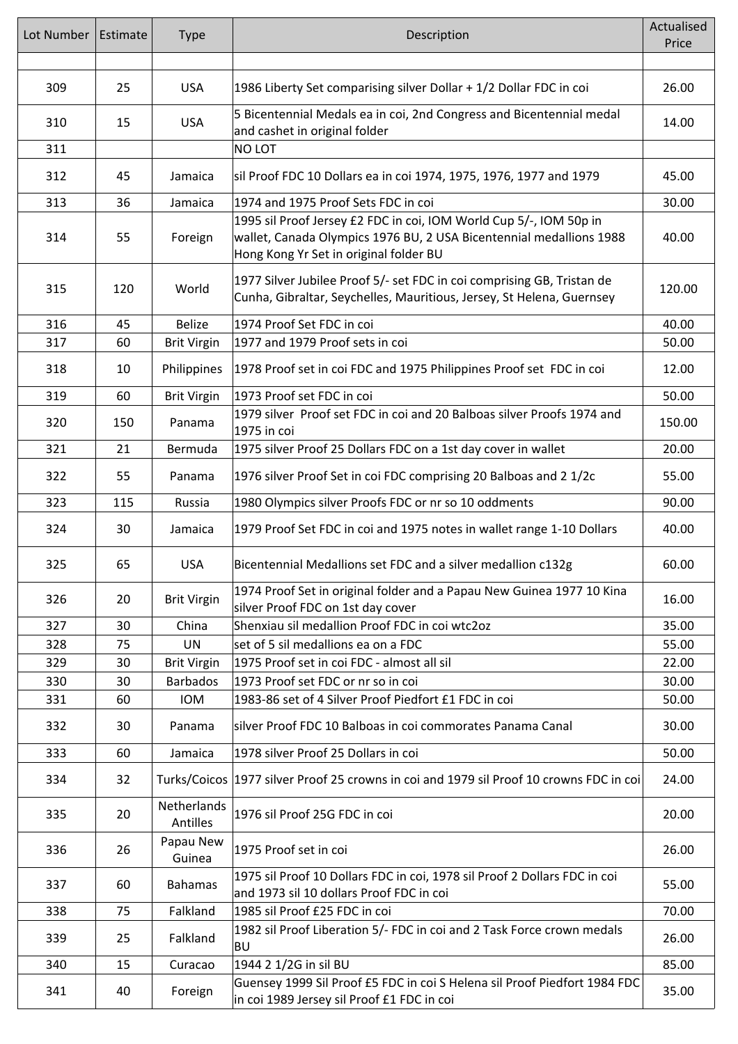| Lot Number | Estimate | Type | Description | Actualised Price |
|---|---|---|---|---|
| | | | | |
| 309 | 25 | USA | 1986 Liberty Set comparising silver Dollar + 1/2 Dollar FDC in coi | 26.00 |
| 310 | 15 | USA | 5 Bicentennial Medals ea in coi, 2nd Congress and Bicentennial medal and cashet in original folder | 14.00 |
| 311 | | | NO LOT | |
| 312 | 45 | Jamaica | sil Proof FDC 10 Dollars ea in coi 1974, 1975, 1976, 1977 and 1979 | 45.00 |
| 313 | 36 | Jamaica | 1974 and 1975 Proof Sets FDC in coi | 30.00 |
| 314 | 55 | Foreign | 1995 sil Proof Jersey £2 FDC in coi, IOM World Cup 5/-, IOM 50p in wallet, Canada Olympics 1976 BU, 2 USA Bicentennial medallions 1988 Hong Kong Yr Set in original folder BU | 40.00 |
| 315 | 120 | World | 1977 Silver Jubilee Proof 5/- set FDC in coi comprising GB, Tristan de Cunha, Gibraltar, Seychelles, Mauritious, Jersey, St Helena, Guernsey | 120.00 |
| 316 | 45 | Belize | 1974 Proof Set FDC in coi | 40.00 |
| 317 | 60 | Brit Virgin | 1977 and 1979 Proof sets in coi | 50.00 |
| 318 | 10 | Philippines | 1978 Proof set in coi FDC and 1975 Philippines Proof set FDC in coi | 12.00 |
| 319 | 60 | Brit Virgin | 1973 Proof set FDC in coi | 50.00 |
| 320 | 150 | Panama | 1979 silver Proof set FDC in coi and 20 Balboas silver Proofs 1974 and 1975 in coi | 150.00 |
| 321 | 21 | Bermuda | 1975 silver Proof 25 Dollars FDC on a 1st day cover in wallet | 20.00 |
| 322 | 55 | Panama | 1976 silver Proof Set in coi FDC comprising 20 Balboas and 2 1/2c | 55.00 |
| 323 | 115 | Russia | 1980 Olympics silver Proofs FDC or nr so 10 oddments | 90.00 |
| 324 | 30 | Jamaica | 1979 Proof Set FDC in coi and 1975 notes in wallet range 1-10 Dollars | 40.00 |
| 325 | 65 | USA | Bicentennial Medallions set FDC and a silver medallion c132g | 60.00 |
| 326 | 20 | Brit Virgin | 1974 Proof Set in original folder and a Papau New Guinea 1977 10 Kina silver Proof FDC on 1st day cover | 16.00 |
| 327 | 30 | China | Shenxiau sil medallion Proof FDC in coi wtc2oz | 35.00 |
| 328 | 75 | UN | set of 5 sil medallions ea on a FDC | 55.00 |
| 329 | 30 | Brit Virgin | 1975 Proof set in coi FDC - almost all sil | 22.00 |
| 330 | 30 | Barbados | 1973 Proof set FDC or nr so in coi | 30.00 |
| 331 | 60 | IOM | 1983-86 set of 4 Silver Proof Piedfort £1 FDC in coi | 50.00 |
| 332 | 30 | Panama | silver Proof FDC 10 Balboas in coi commorates Panama Canal | 30.00 |
| 333 | 60 | Jamaica | 1978 silver Proof 25 Dollars in coi | 50.00 |
| 334 | 32 | Turks/Coicos | 1977 silver Proof 25 crowns in coi and 1979 sil Proof 10 crowns FDC in coi | 24.00 |
| 335 | 20 | Netherlands Antilles | 1976 sil Proof 25G FDC in coi | 20.00 |
| 336 | 26 | Papau New Guinea | 1975 Proof set in coi | 26.00 |
| 337 | 60 | Bahamas | 1975 sil Proof 10 Dollars FDC in coi, 1978 sil Proof 2 Dollars FDC in coi and 1973 sil 10 dollars Proof FDC in coi | 55.00 |
| 338 | 75 | Falkland | 1985 sil Proof £25 FDC in coi | 70.00 |
| 339 | 25 | Falkland | 1982 sil Proof Liberation 5/- FDC in coi and 2 Task Force crown medals BU | 26.00 |
| 340 | 15 | Curacao | 1944 2 1/2G in sil BU | 85.00 |
| 341 | 40 | Foreign | Guensey 1999 Sil Proof £5 FDC in coi S Helena sil Proof Piedfort 1984 FDC in coi 1989 Jersey sil Proof £1 FDC in coi | 35.00 |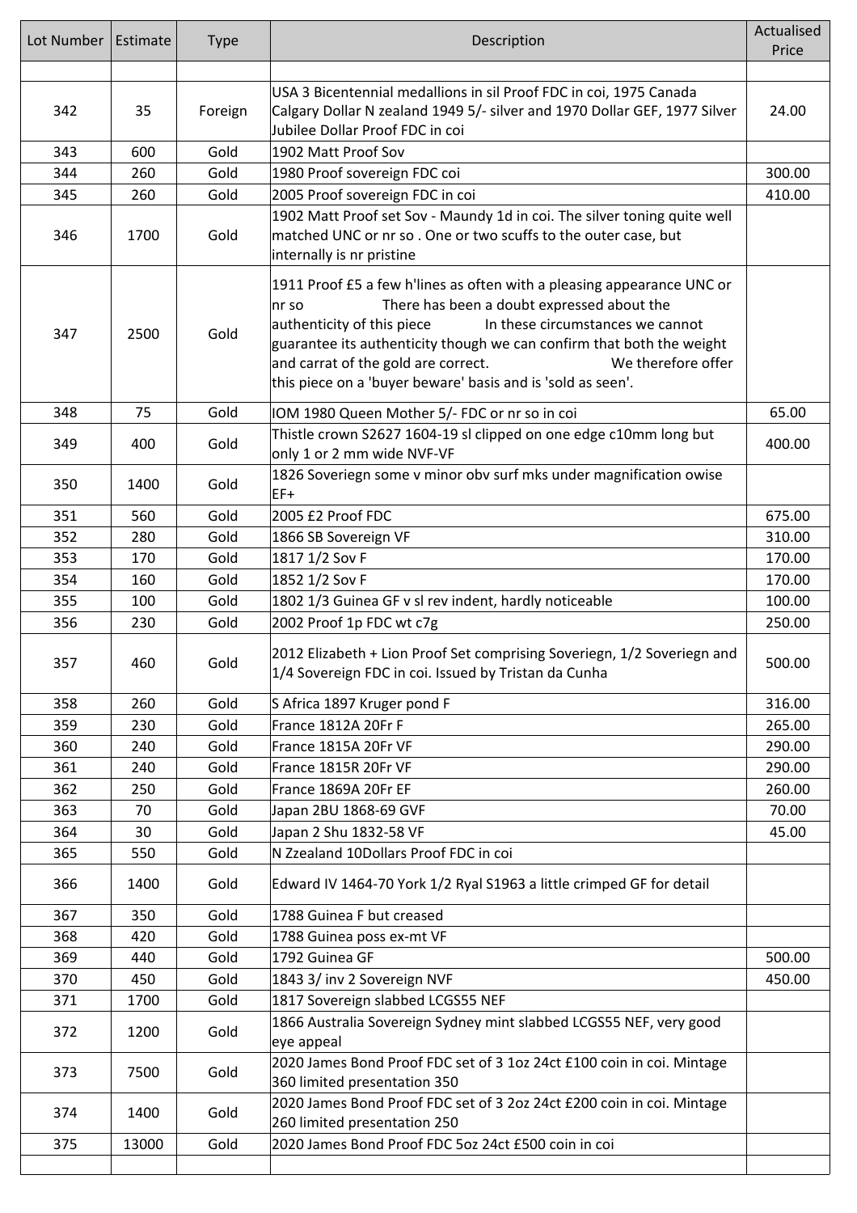| Lot Number | Estimate | Type | Description | Actualised Price |
|---|---|---|---|---|
| | | | | |
| 342 | 35 | Foreign | USA 3 Bicentennial medallions in sil Proof FDC in coi, 1975 Canada Calgary Dollar N zealand 1949 5/- silver and 1970 Dollar GEF, 1977 Silver Jubilee Dollar Proof FDC in coi | 24.00 |
| 343 | 600 | Gold | 1902 Matt Proof Sov | |
| 344 | 260 | Gold | 1980 Proof sovereign FDC coi | 300.00 |
| 345 | 260 | Gold | 2005 Proof sovereign FDC in coi | 410.00 |
| 346 | 1700 | Gold | 1902 Matt Proof set Sov - Maundy 1d in coi. The silver toning quite well matched UNC or nr so . One or two scuffs to the outer case, but internally is nr pristine | |
| 347 | 2500 | Gold | 1911 Proof £5 a few h'lines as often with a pleasing appearance UNC or nr so There has been a doubt expressed about the authenticity of this piece In these circumstances we cannot guarantee its authenticity though we can confirm that both the weight and carrat of the gold are correct. We therefore offer this piece on a 'buyer beware' basis and is 'sold as seen'. | |
| 348 | 75 | Gold | IOM 1980 Queen Mother 5/- FDC or nr so in coi | 65.00 |
| 349 | 400 | Gold | Thistle crown S2627 1604-19 sl clipped on one edge c10mm long but only 1 or 2 mm wide NVF-VF | 400.00 |
| 350 | 1400 | Gold | 1826 Soveriegn some v minor obv surf mks under magnification owise EF+ | |
| 351 | 560 | Gold | 2005 £2 Proof FDC | 675.00 |
| 352 | 280 | Gold | 1866 SB Sovereign VF | 310.00 |
| 353 | 170 | Gold | 1817 1/2 Sov F | 170.00 |
| 354 | 160 | Gold | 1852 1/2 Sov F | 170.00 |
| 355 | 100 | Gold | 1802 1/3 Guinea GF v sl rev indent, hardly noticeable | 100.00 |
| 356 | 230 | Gold | 2002 Proof 1p FDC wt c7g | 250.00 |
| 357 | 460 | Gold | 2012 Elizabeth + Lion Proof Set comprising Soveriegn, 1/2 Soveriegn and 1/4 Sovereign FDC in coi. Issued by Tristan da Cunha | 500.00 |
| 358 | 260 | Gold | S Africa 1897 Kruger pond F | 316.00 |
| 359 | 230 | Gold | France 1812A 20Fr F | 265.00 |
| 360 | 240 | Gold | France 1815A 20Fr VF | 290.00 |
| 361 | 240 | Gold | France 1815R 20Fr VF | 290.00 |
| 362 | 250 | Gold | France 1869A 20Fr EF | 260.00 |
| 363 | 70 | Gold | Japan 2BU 1868-69 GVF | 70.00 |
| 364 | 30 | Gold | Japan 2 Shu 1832-58 VF | 45.00 |
| 365 | 550 | Gold | N Zzealand 10Dollars Proof FDC in coi | |
| 366 | 1400 | Gold | Edward IV 1464-70 York 1/2 Ryal S1963 a little crimped GF for detail | |
| 367 | 350 | Gold | 1788 Guinea F but creased | |
| 368 | 420 | Gold | 1788 Guinea poss ex-mt VF | |
| 369 | 440 | Gold | 1792 Guinea GF | 500.00 |
| 370 | 450 | Gold | 1843 3/ inv 2 Sovereign NVF | 450.00 |
| 371 | 1700 | Gold | 1817 Sovereign slabbed LCGS55 NEF | |
| 372 | 1200 | Gold | 1866 Australia Sovereign Sydney mint slabbed LCGS55 NEF, very good eye appeal | |
| 373 | 7500 | Gold | 2020 James Bond Proof FDC set of 3 1oz 24ct £100 coin in coi. Mintage 360 limited presentation 350 | |
| 374 | 1400 | Gold | 2020 James Bond Proof FDC set of 3 2oz 24ct £200 coin in coi. Mintage 260 limited presentation 250 | |
| 375 | 13000 | Gold | 2020 James Bond Proof FDC 5oz 24ct £500 coin in coi | |
| | | | | |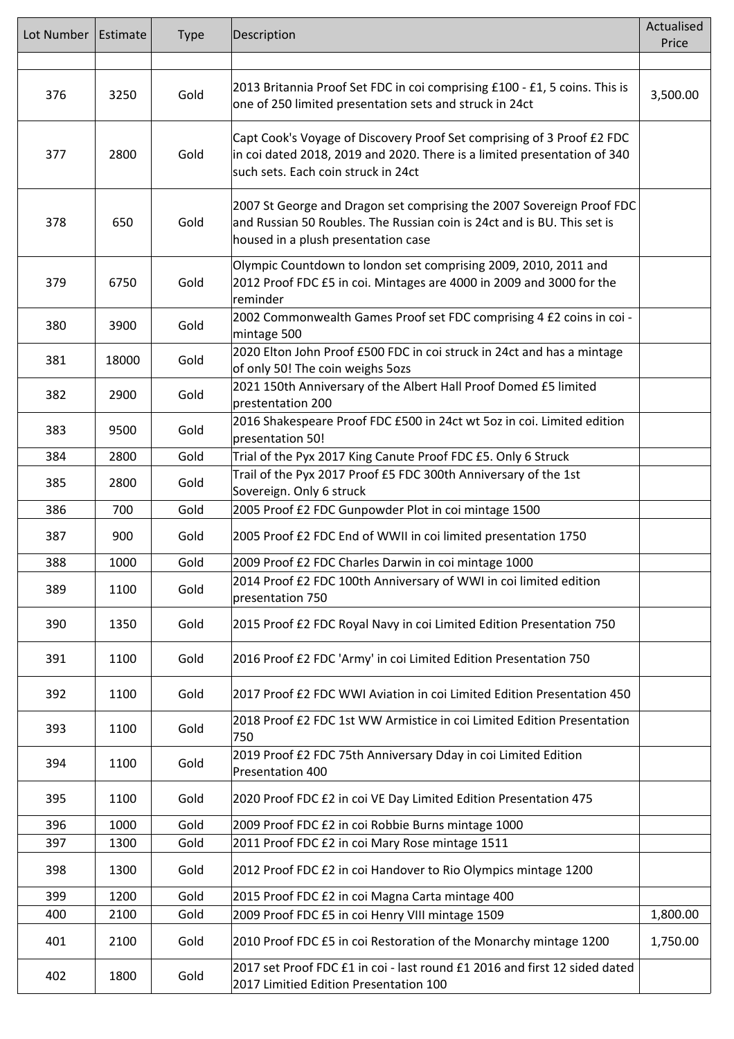| Lot Number | Estimate | Type | Description | Actualised Price |
|---|---|---|---|---|
| | | | | |
| 376 | 3250 | Gold | 2013 Britannia Proof Set FDC in coi comprising £100 - £1, 5 coins. This is one of 250 limited presentation sets and struck in 24ct | 3,500.00 |
| 377 | 2800 | Gold | Capt Cook's Voyage of Discovery Proof Set comprising of 3 Proof £2 FDC in coi dated 2018, 2019 and 2020. There is a limited presentation of 340 such sets. Each coin struck in 24ct | |
| 378 | 650 | Gold | 2007 St George and Dragon set comprising the 2007 Sovereign Proof FDC and Russian 50 Roubles. The Russian coin is 24ct and is BU. This set is housed in a plush presentation case | |
| 379 | 6750 | Gold | Olympic Countdown to london set comprising 2009, 2010, 2011 and 2012 Proof FDC £5 in coi. Mintages are 4000 in 2009 and 3000 for the reminder | |
| 380 | 3900 | Gold | 2002 Commonwealth Games Proof set FDC comprising 4 £2 coins in coi - mintage 500 | |
| 381 | 18000 | Gold | 2020 Elton John Proof £500 FDC in coi struck in 24ct and has a mintage of only 50! The coin weighs 5ozs | |
| 382 | 2900 | Gold | 2021 150th Anniversary of the Albert Hall Proof Domed £5 limited prestentation 200 | |
| 383 | 9500 | Gold | 2016 Shakespeare Proof FDC £500 in 24ct wt 5oz in coi. Limited edition presentation 50! | |
| 384 | 2800 | Gold | Trial of the Pyx 2017 King Canute Proof FDC £5. Only 6 Struck | |
| 385 | 2800 | Gold | Trail of the Pyx 2017 Proof £5 FDC 300th Anniversary of the 1st Sovereign. Only 6 struck | |
| 386 | 700 | Gold | 2005 Proof £2 FDC Gunpowder Plot in coi mintage 1500 | |
| 387 | 900 | Gold | 2005 Proof £2 FDC End of WWII in coi limited presentation 1750 | |
| 388 | 1000 | Gold | 2009 Proof £2 FDC Charles Darwin in coi mintage 1000 | |
| 389 | 1100 | Gold | 2014 Proof £2 FDC 100th Anniversary of WWI in coi limited edition presentation 750 | |
| 390 | 1350 | Gold | 2015 Proof £2 FDC Royal Navy in coi Limited Edition Presentation 750 | |
| 391 | 1100 | Gold | 2016 Proof £2 FDC 'Army' in coi Limited Edition Presentation 750 | |
| 392 | 1100 | Gold | 2017 Proof £2 FDC WWI Aviation in coi Limited Edition Presentation 450 | |
| 393 | 1100 | Gold | 2018 Proof £2 FDC 1st WW Armistice in coi Limited Edition Presentation 750 | |
| 394 | 1100 | Gold | 2019 Proof £2 FDC 75th Anniversary Dday in coi Limited Edition Presentation 400 | |
| 395 | 1100 | Gold | 2020 Proof FDC £2 in coi VE Day Limited Edition Presentation 475 | |
| 396 | 1000 | Gold | 2009 Proof FDC £2 in coi Robbie Burns mintage 1000 | |
| 397 | 1300 | Gold | 2011 Proof FDC £2 in coi Mary Rose mintage 1511 | |
| 398 | 1300 | Gold | 2012 Proof FDC £2 in coi Handover to Rio Olympics mintage 1200 | |
| 399 | 1200 | Gold | 2015 Proof FDC £2 in coi Magna Carta mintage 400 | |
| 400 | 2100 | Gold | 2009 Proof FDC £5 in coi Henry VIII mintage 1509 | 1,800.00 |
| 401 | 2100 | Gold | 2010 Proof FDC £5 in coi Restoration of the Monarchy mintage 1200 | 1,750.00 |
| 402 | 1800 | Gold | 2017 set Proof FDC £1 in coi - last round £1 2016 and first 12 sided dated 2017 Limitied Edition Presentation 100 | |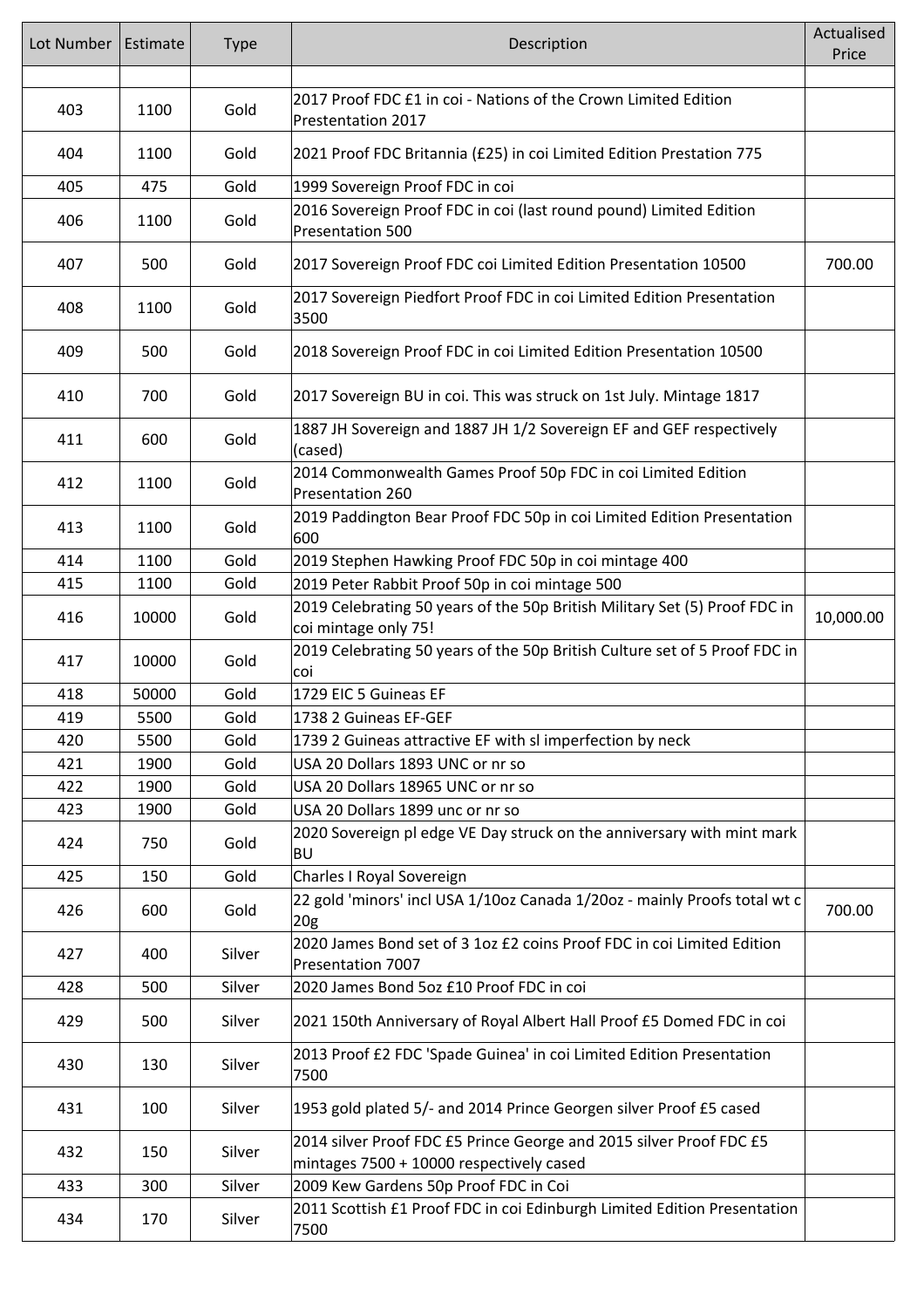| Lot Number | Estimate | Type | Description | Actualised Price |
|---|---|---|---|---|
| | | | | |
| 403 | 1100 | Gold | 2017 Proof FDC £1 in coi - Nations of the Crown Limited Edition Prestentation 2017 | |
| 404 | 1100 | Gold | 2021 Proof FDC Britannia (£25) in coi Limited Edition Prestation 775 | |
| 405 | 475 | Gold | 1999 Sovereign Proof FDC in coi | |
| 406 | 1100 | Gold | 2016 Sovereign Proof FDC in coi (last round pound) Limited Edition Presentation 500 | |
| 407 | 500 | Gold | 2017 Sovereign Proof FDC coi Limited Edition Presentation 10500 | 700.00 |
| 408 | 1100 | Gold | 2017 Sovereign Piedfort Proof FDC in coi Limited Edition Presentation 3500 | |
| 409 | 500 | Gold | 2018 Sovereign Proof FDC in coi Limited Edition Presentation 10500 | |
| 410 | 700 | Gold | 2017 Sovereign BU in coi. This was struck on 1st July. Mintage 1817 | |
| 411 | 600 | Gold | 1887 JH Sovereign and 1887 JH 1/2 Sovereign EF and GEF respectively (cased) | |
| 412 | 1100 | Gold | 2014 Commonwealth Games Proof 50p FDC in coi Limited Edition Presentation 260 | |
| 413 | 1100 | Gold | 2019 Paddington Bear Proof FDC 50p in coi Limited Edition Presentation 600 | |
| 414 | 1100 | Gold | 2019 Stephen Hawking Proof FDC 50p in coi mintage 400 | |
| 415 | 1100 | Gold | 2019 Peter Rabbit Proof 50p in coi mintage 500 | |
| 416 | 10000 | Gold | 2019 Celebrating 50 years of the 50p British Military Set (5) Proof FDC in coi mintage only 75! | 10,000.00 |
| 417 | 10000 | Gold | 2019 Celebrating 50 years of the 50p British Culture set of 5 Proof FDC in coi | |
| 418 | 50000 | Gold | 1729 EIC 5 Guineas EF | |
| 419 | 5500 | Gold | 1738 2 Guineas EF-GEF | |
| 420 | 5500 | Gold | 1739 2 Guineas attractive EF with sl imperfection by neck | |
| 421 | 1900 | Gold | USA 20 Dollars 1893 UNC or nr so | |
| 422 | 1900 | Gold | USA 20 Dollars 18965 UNC or nr so | |
| 423 | 1900 | Gold | USA 20 Dollars 1899 unc or nr so | |
| 424 | 750 | Gold | 2020 Sovereign pl edge VE Day struck on the anniversary with mint mark BU | |
| 425 | 150 | Gold | Charles I Royal Sovereign | |
| 426 | 600 | Gold | 22 gold 'minors' incl USA 1/10oz Canada 1/20oz - mainly Proofs total wt c 20g | 700.00 |
| 427 | 400 | Silver | 2020 James Bond set of 3 1oz £2 coins Proof FDC in coi Limited Edition Presentation 7007 | |
| 428 | 500 | Silver | 2020 James Bond 5oz £10 Proof FDC in coi | |
| 429 | 500 | Silver | 2021 150th Anniversary of Royal Albert Hall Proof £5 Domed FDC in coi | |
| 430 | 130 | Silver | 2013 Proof £2 FDC 'Spade Guinea' in coi Limited Edition Presentation 7500 | |
| 431 | 100 | Silver | 1953 gold plated 5/- and 2014 Prince Georgen silver Proof £5 cased | |
| 432 | 150 | Silver | 2014 silver Proof FDC £5 Prince George and 2015 silver Proof FDC £5 mintages 7500 + 10000 respectively cased | |
| 433 | 300 | Silver | 2009 Kew Gardens 50p Proof FDC in Coi | |
| 434 | 170 | Silver | 2011 Scottish £1 Proof FDC in coi Edinburgh Limited Edition Presentation 7500 | |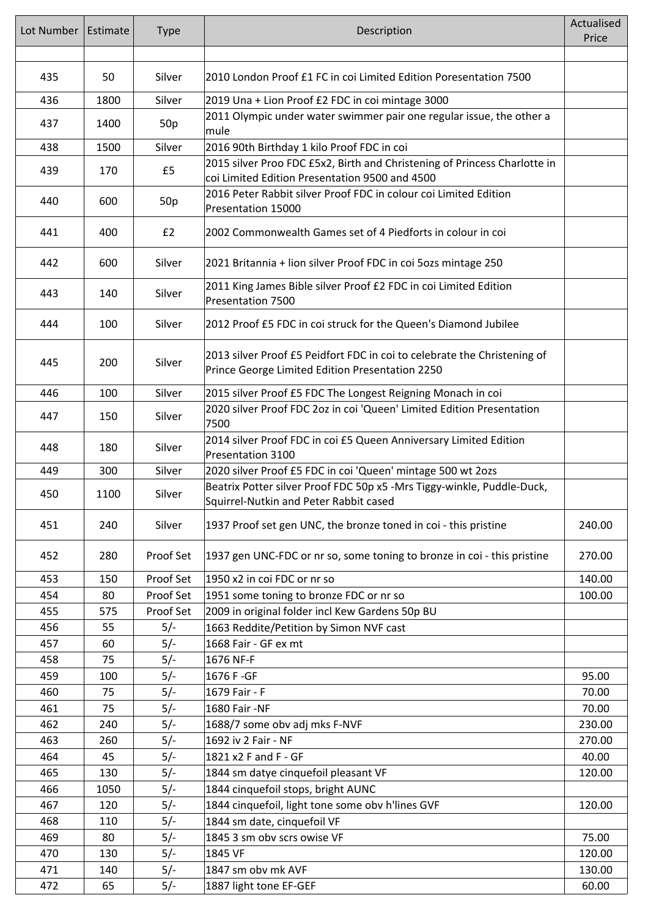| Lot Number | Estimate | Type | Description | Actualised Price |
|---|---|---|---|---|
| | | | | |
| 435 | 50 | Silver | 2010 London Proof £1 FC in coi Limited Edition Poresentation 7500 | |
| 436 | 1800 | Silver | 2019 Una + Lion Proof £2 FDC in coi mintage 3000 | |
| 437 | 1400 | 50p | 2011 Olympic under water swimmer pair one regular issue, the other a mule | |
| 438 | 1500 | Silver | 2016 90th Birthday 1 kilo Proof FDC in coi | |
| 439 | 170 | £5 | 2015 silver Proo FDC £5x2, Birth and Christening of Princess Charlotte in coi Limited Edition Presentation 9500 and 4500 | |
| 440 | 600 | 50p | 2016 Peter Rabbit silver Proof FDC in colour coi Limited Edition Presentation 15000 | |
| 441 | 400 | £2 | 2002 Commonwealth Games set of 4 Piedforts in colour in coi | |
| 442 | 600 | Silver | 2021 Britannia + lion silver Proof FDC in coi 5ozs mintage 250 | |
| 443 | 140 | Silver | 2011 King James Bible silver Proof £2 FDC in coi Limited Edition Presentation 7500 | |
| 444 | 100 | Silver | 2012 Proof £5 FDC in coi struck for the Queen's Diamond Jubilee | |
| 445 | 200 | Silver | 2013 silver Proof £5 Peidfort FDC in coi to celebrate the Christening of Prince George Limited Edition Presentation 2250 | |
| 446 | 100 | Silver | 2015 silver Proof £5 FDC The Longest Reigning Monach in coi | |
| 447 | 150 | Silver | 2020 silver Proof FDC 2oz in coi 'Queen' Limited Edition Presentation 7500 | |
| 448 | 180 | Silver | 2014 silver Proof FDC in coi £5 Queen Anniversary Limited Edition Presentation 3100 | |
| 449 | 300 | Silver | 2020 silver Proof £5 FDC in coi 'Queen' mintage 500 wt 2ozs | |
| 450 | 1100 | Silver | Beatrix Potter silver Proof FDC 50p x5 -Mrs Tiggy-winkle, Puddle-Duck, Squirrel-Nutkin and Peter Rabbit cased | |
| 451 | 240 | Silver | 1937 Proof set gen UNC, the bronze toned in coi - this pristine | 240.00 |
| 452 | 280 | Proof Set | 1937 gen UNC-FDC or nr so, some toning to bronze in coi - this pristine | 270.00 |
| 453 | 150 | Proof Set | 1950 x2 in coi FDC or nr so | 140.00 |
| 454 | 80 | Proof Set | 1951 some toning to bronze FDC or nr so | 100.00 |
| 455 | 575 | Proof Set | 2009 in original folder incl Kew Gardens 50p BU | |
| 456 | 55 | 5/- | 1663 Reddite/Petition by Simon NVF cast | |
| 457 | 60 | 5/- | 1668 Fair - GF ex mt | |
| 458 | 75 | 5/- | 1676 NF-F | |
| 459 | 100 | 5/- | 1676 F -GF | 95.00 |
| 460 | 75 | 5/- | 1679 Fair - F | 70.00 |
| 461 | 75 | 5/- | 1680 Fair -NF | 70.00 |
| 462 | 240 | 5/- | 1688/7 some obv adj mks F-NVF | 230.00 |
| 463 | 260 | 5/- | 1692 iv 2 Fair - NF | 270.00 |
| 464 | 45 | 5/- | 1821 x2 F and F - GF | 40.00 |
| 465 | 130 | 5/- | 1844 sm datye cinquefoil pleasant VF | 120.00 |
| 466 | 1050 | 5/- | 1844 cinquefoil stops, bright AUNC | |
| 467 | 120 | 5/- | 1844 cinquefoil, light tone some obv h'lines GVF | 120.00 |
| 468 | 110 | 5/- | 1844 sm date, cinquefoil VF | |
| 469 | 80 | 5/- | 1845 3 sm obv scrs owise VF | 75.00 |
| 470 | 130 | 5/- | 1845 VF | 120.00 |
| 471 | 140 | 5/- | 1847 sm obv mk AVF | 130.00 |
| 472 | 65 | 5/- | 1887 light tone EF-GEF | 60.00 |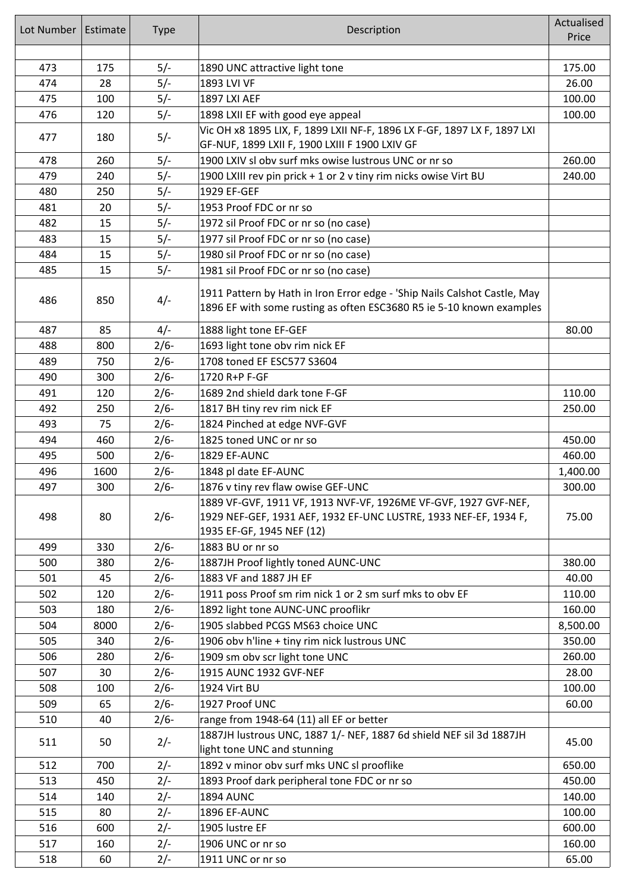| Lot Number | Estimate | Type | Description | Actualised Price |
|---|---|---|---|---|
| | | | | |
| 473 | 175 | 5/- | 1890 UNC attractive light tone | 175.00 |
| 474 | 28 | 5/- | 1893 LVI VF | 26.00 |
| 475 | 100 | 5/- | 1897 LXI AEF | 100.00 |
| 476 | 120 | 5/- | 1898 LXII EF with good eye appeal | 100.00 |
| 477 | 180 | 5/- | Vic OH x8 1895 LIX, F, 1899 LXII NF-F, 1896 LX F-GF, 1897 LX F, 1897 LXI GF-NUF, 1899 LXII F, 1900 LXIII F 1900 LXIV GF | |
| 478 | 260 | 5/- | 1900 LXIV sl obv surf mks owise lustrous UNC or nr so | 260.00 |
| 479 | 240 | 5/- | 1900 LXIII rev pin prick + 1 or 2 v tiny rim nicks owise Virt BU | 240.00 |
| 480 | 250 | 5/- | 1929 EF-GEF | |
| 481 | 20 | 5/- | 1953 Proof FDC or nr so | |
| 482 | 15 | 5/- | 1972 sil Proof FDC or nr so (no case) | |
| 483 | 15 | 5/- | 1977 sil Proof FDC or nr so (no case) | |
| 484 | 15 | 5/- | 1980 sil Proof FDC or nr so (no case) | |
| 485 | 15 | 5/- | 1981 sil Proof FDC or nr so (no case) | |
| 486 | 850 | 4/- | 1911 Pattern by Hath in Iron Error edge - 'Ship Nails Calshot Castle, May 1896 EF with some rusting as often ESC3680 R5 ie 5-10 known examples | |
| 487 | 85 | 4/- | 1888 light tone EF-GEF | 80.00 |
| 488 | 800 | 2/6- | 1693 light tone obv rim nick EF | |
| 489 | 750 | 2/6- | 1708 toned EF ESC577 S3604 | |
| 490 | 300 | 2/6- | 1720 R+P F-GF | |
| 491 | 120 | 2/6- | 1689 2nd shield dark tone F-GF | 110.00 |
| 492 | 250 | 2/6- | 1817 BH tiny rev rim nick EF | 250.00 |
| 493 | 75 | 2/6- | 1824 Pinched at edge NVF-GVF | |
| 494 | 460 | 2/6- | 1825 toned UNC or nr so | 450.00 |
| 495 | 500 | 2/6- | 1829 EF-AUNC | 460.00 |
| 496 | 1600 | 2/6- | 1848 pl date EF-AUNC | 1,400.00 |
| 497 | 300 | 2/6- | 1876 v tiny rev flaw owise GEF-UNC | 300.00 |
| 498 | 80 | 2/6- | 1889 VF-GVF, 1911 VF, 1913 NVF-VF, 1926ME VF-GVF, 1927 GVF-NEF, 1929 NEF-GEF, 1931 AEF, 1932 EF-UNC LUSTRE, 1933 NEF-EF, 1934 F, 1935 EF-GF, 1945 NEF (12) | 75.00 |
| 499 | 330 | 2/6- | 1883 BU or nr so | |
| 500 | 380 | 2/6- | 1887JH Proof lightly toned AUNC-UNC | 380.00 |
| 501 | 45 | 2/6- | 1883 VF and 1887 JH EF | 40.00 |
| 502 | 120 | 2/6- | 1911 poss Proof sm rim nick 1 or 2 sm surf mks to obv EF | 110.00 |
| 503 | 180 | 2/6- | 1892 light tone AUNC-UNC prooflikr | 160.00 |
| 504 | 8000 | 2/6- | 1905 slabbed PCGS MS63 choice UNC | 8,500.00 |
| 505 | 340 | 2/6- | 1906 obv h'line + tiny rim nick lustrous UNC | 350.00 |
| 506 | 280 | 2/6- | 1909 sm obv scr light tone UNC | 260.00 |
| 507 | 30 | 2/6- | 1915 AUNC 1932 GVF-NEF | 28.00 |
| 508 | 100 | 2/6- | 1924 Virt BU | 100.00 |
| 509 | 65 | 2/6- | 1927 Proof UNC | 60.00 |
| 510 | 40 | 2/6- | range from 1948-64 (11) all EF or better | |
| 511 | 50 | 2/- | 1887JH lustrous UNC, 1887 1/- NEF, 1887 6d shield NEF sil 3d 1887JH light tone UNC and stunning | 45.00 |
| 512 | 700 | 2/- | 1892 v minor obv surf mks UNC sl prooflike | 650.00 |
| 513 | 450 | 2/- | 1893 Proof dark peripheral tone FDC or nr so | 450.00 |
| 514 | 140 | 2/- | 1894 AUNC | 140.00 |
| 515 | 80 | 2/- | 1896 EF-AUNC | 100.00 |
| 516 | 600 | 2/- | 1905 lustre EF | 600.00 |
| 517 | 160 | 2/- | 1906 UNC or nr so | 160.00 |
| 518 | 60 | 2/- | 1911 UNC or nr so | 65.00 |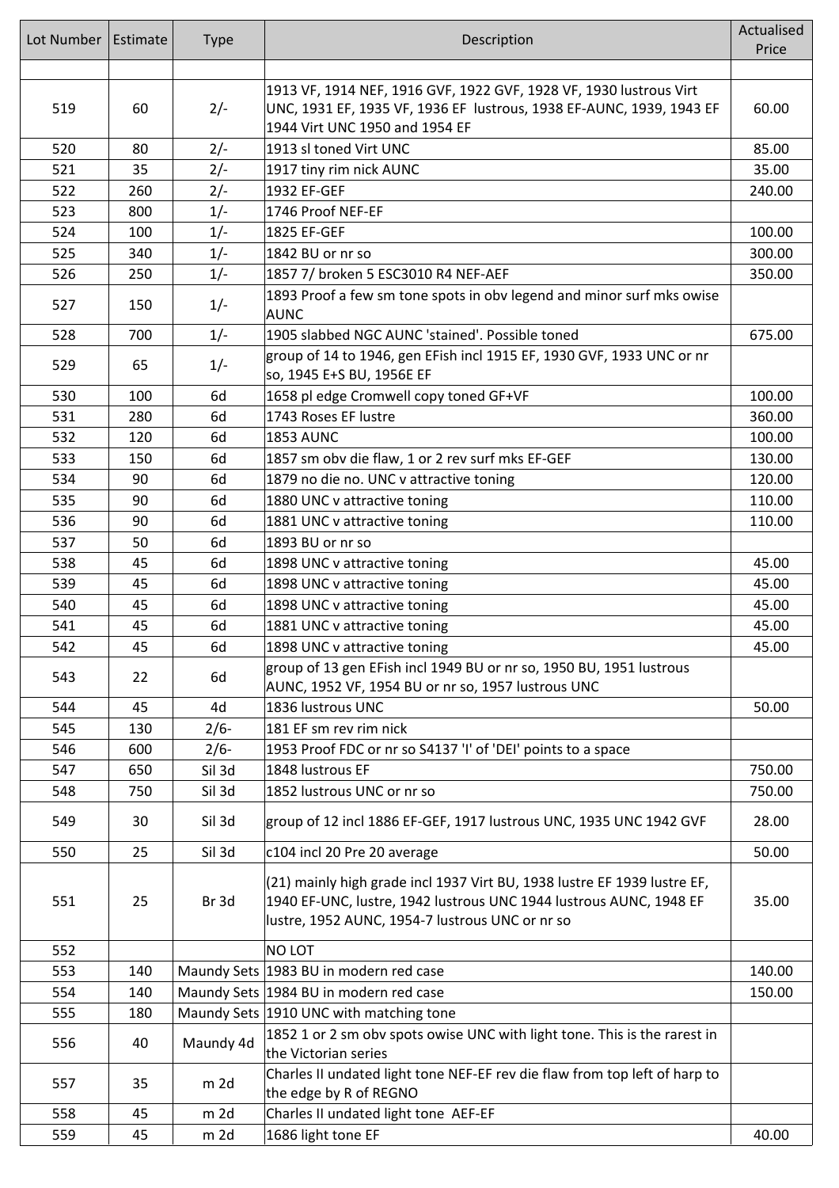| Lot Number | Estimate | Type | Description | Actualised Price |
|---|---|---|---|---|
| | | | | |
| 519 | 60 | 2/- | 1913 VF, 1914 NEF, 1916 GVF, 1922 GVF, 1928 VF, 1930 lustrous Virt UNC, 1931 EF, 1935 VF, 1936 EF lustrous, 1938 EF-AUNC, 1939, 1943 EF 1944 Virt UNC 1950 and 1954 EF | 60.00 |
| 520 | 80 | 2/- | 1913 sl toned Virt UNC | 85.00 |
| 521 | 35 | 2/- | 1917 tiny rim nick AUNC | 35.00 |
| 522 | 260 | 2/- | 1932 EF-GEF | 240.00 |
| 523 | 800 | 1/- | 1746 Proof NEF-EF | |
| 524 | 100 | 1/- | 1825 EF-GEF | 100.00 |
| 525 | 340 | 1/- | 1842 BU or nr so | 300.00 |
| 526 | 250 | 1/- | 1857 7/ broken 5 ESC3010 R4 NEF-AEF | 350.00 |
| 527 | 150 | 1/- | 1893 Proof a few sm tone spots in obv legend and minor surf mks owise AUNC | |
| 528 | 700 | 1/- | 1905 slabbed NGC AUNC 'stained'. Possible toned | 675.00 |
| 529 | 65 | 1/- | group of 14 to 1946, gen EFish incl 1915 EF, 1930 GVF, 1933 UNC or nr so, 1945 E+S BU, 1956E EF | |
| 530 | 100 | 6d | 1658 pl edge Cromwell copy toned GF+VF | 100.00 |
| 531 | 280 | 6d | 1743 Roses EF lustre | 360.00 |
| 532 | 120 | 6d | 1853 AUNC | 100.00 |
| 533 | 150 | 6d | 1857 sm obv die flaw, 1 or 2 rev surf mks EF-GEF | 130.00 |
| 534 | 90 | 6d | 1879 no die no. UNC v attractive toning | 120.00 |
| 535 | 90 | 6d | 1880 UNC v attractive toning | 110.00 |
| 536 | 90 | 6d | 1881 UNC v attractive toning | 110.00 |
| 537 | 50 | 6d | 1893 BU or nr so | |
| 538 | 45 | 6d | 1898 UNC v attractive toning | 45.00 |
| 539 | 45 | 6d | 1898 UNC v attractive toning | 45.00 |
| 540 | 45 | 6d | 1898 UNC v attractive toning | 45.00 |
| 541 | 45 | 6d | 1881 UNC v attractive toning | 45.00 |
| 542 | 45 | 6d | 1898 UNC v attractive toning | 45.00 |
| 543 | 22 | 6d | group of 13 gen EFish incl 1949 BU or nr so, 1950 BU, 1951 lustrous AUNC, 1952 VF, 1954 BU or nr so, 1957 lustrous UNC | |
| 544 | 45 | 4d | 1836 lustrous UNC | 50.00 |
| 545 | 130 | 2/6- | 181 EF sm rev rim nick | |
| 546 | 600 | 2/6- | 1953 Proof FDC or nr so S4137 'I' of 'DEI' points to a space | |
| 547 | 650 | Sil 3d | 1848 lustrous EF | 750.00 |
| 548 | 750 | Sil 3d | 1852 lustrous UNC or nr so | 750.00 |
| 549 | 30 | Sil 3d | group of 12 incl 1886 EF-GEF, 1917 lustrous UNC, 1935 UNC 1942 GVF | 28.00 |
| 550 | 25 | Sil 3d | c104 incl 20 Pre 20 average | 50.00 |
| 551 | 25 | Br 3d | (21) mainly high grade incl 1937 Virt BU, 1938 lustre EF 1939 lustre EF, 1940 EF-UNC, lustre, 1942 lustrous UNC 1944 lustrous AUNC, 1948 EF lustre, 1952 AUNC, 1954-7 lustrous UNC or nr so | 35.00 |
| 552 | | | NO LOT | |
| 553 | 140 | Maundy Sets | 1983 BU in modern red case | 140.00 |
| 554 | 140 | Maundy Sets | 1984 BU in modern red case | 150.00 |
| 555 | 180 | Maundy Sets | 1910 UNC with matching tone | |
| 556 | 40 | Maundy 4d | 1852 1 or 2 sm obv spots owise UNC with light tone. This is the rarest in the Victorian series | |
| 557 | 35 | m 2d | Charles II undated light tone NEF-EF rev die flaw from top left of harp to the edge by R of REGNO | |
| 558 | 45 | m 2d | Charles II undated light tone AEF-EF | |
| 559 | 45 | m 2d | 1686 light tone EF | 40.00 |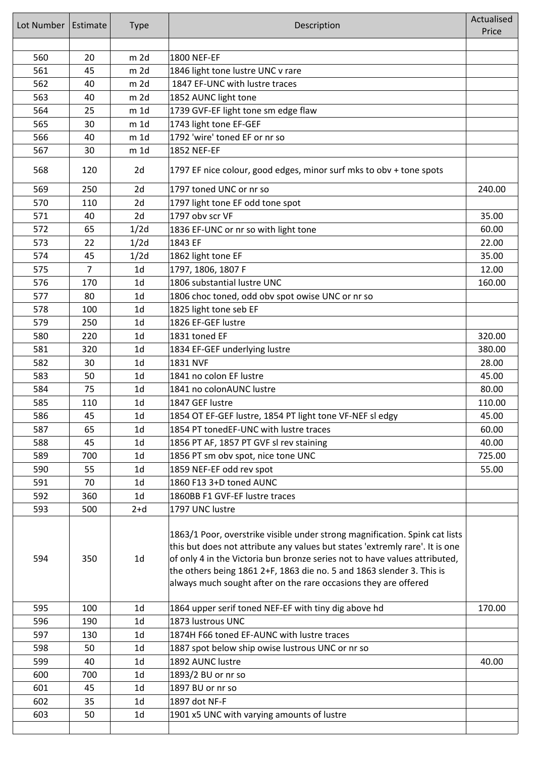| Lot Number | Estimate | Type | Description | Actualised Price |
|---|---|---|---|---|
| | | | | |
| 560 | 20 | m 2d | 1800 NEF-EF | |
| 561 | 45 | m 2d | 1846 light tone lustre UNC v rare | |
| 562 | 40 | m 2d | 1847 EF-UNC with lustre traces | |
| 563 | 40 | m 2d | 1852 AUNC light tone | |
| 564 | 25 | m 1d | 1739 GVF-EF light tone sm edge flaw | |
| 565 | 30 | m 1d | 1743 light tone EF-GEF | |
| 566 | 40 | m 1d | 1792 'wire' toned EF or nr so | |
| 567 | 30 | m 1d | 1852 NEF-EF | |
| 568 | 120 | 2d | 1797 EF nice colour, good edges, minor surf mks to obv + tone spots | |
| 569 | 250 | 2d | 1797 toned UNC or nr so | 240.00 |
| 570 | 110 | 2d | 1797 light tone EF odd tone spot | |
| 571 | 40 | 2d | 1797 obv scr VF | 35.00 |
| 572 | 65 | 1/2d | 1836 EF-UNC or nr so with light tone | 60.00 |
| 573 | 22 | 1/2d | 1843 EF | 22.00 |
| 574 | 45 | 1/2d | 1862 light tone EF | 35.00 |
| 575 | 7 | 1d | 1797, 1806, 1807 F | 12.00 |
| 576 | 170 | 1d | 1806 substantial lustre UNC | 160.00 |
| 577 | 80 | 1d | 1806 choc toned, odd obv spot owise UNC or nr so | |
| 578 | 100 | 1d | 1825 light tone seb EF | |
| 579 | 250 | 1d | 1826 EF-GEF lustre | |
| 580 | 220 | 1d | 1831 toned EF | 320.00 |
| 581 | 320 | 1d | 1834 EF-GEF underlying lustre | 380.00 |
| 582 | 30 | 1d | 1831 NVF | 28.00 |
| 583 | 50 | 1d | 1841 no colon EF lustre | 45.00 |
| 584 | 75 | 1d | 1841 no colonAUNC lustre | 80.00 |
| 585 | 110 | 1d | 1847 GEF lustre | 110.00 |
| 586 | 45 | 1d | 1854 OT EF-GEF lustre, 1854 PT light tone VF-NEF sl edgy | 45.00 |
| 587 | 65 | 1d | 1854 PT tonedEF-UNC with lustre traces | 60.00 |
| 588 | 45 | 1d | 1856 PT AF, 1857 PT GVF sl rev staining | 40.00 |
| 589 | 700 | 1d | 1856 PT sm obv spot, nice tone UNC | 725.00 |
| 590 | 55 | 1d | 1859 NEF-EF odd rev spot | 55.00 |
| 591 | 70 | 1d | 1860 F13 3+D toned AUNC | |
| 592 | 360 | 1d | 1860BB F1 GVF-EF lustre traces | |
| 593 | 500 | 2+d | 1797 UNC lustre | |
| 594 | 350 | 1d | 1863/1 Poor, overstrike visible under strong magnification. Spink cat lists this but does not attribute any values but states 'extremly rare'. It is one of only 4 in the Victoria bun bronze series not to have values attributed, the others being 1861 2+F, 1863 die no. 5 and 1863 slender 3. This is always much sought after on the rare occasions they are offered | |
| 595 | 100 | 1d | 1864 upper serif toned NEF-EF with tiny dig above hd | 170.00 |
| 596 | 190 | 1d | 1873 lustrous UNC | |
| 597 | 130 | 1d | 1874H F66 toned EF-AUNC with lustre traces | |
| 598 | 50 | 1d | 1887 spot below ship owise lustrous UNC or nr so | |
| 599 | 40 | 1d | 1892 AUNC lustre | 40.00 |
| 600 | 700 | 1d | 1893/2 BU or nr so | |
| 601 | 45 | 1d | 1897 BU or nr so | |
| 602 | 35 | 1d | 1897 dot NF-F | |
| 603 | 50 | 1d | 1901 x5 UNC with varying amounts of lustre | |
| | | | | |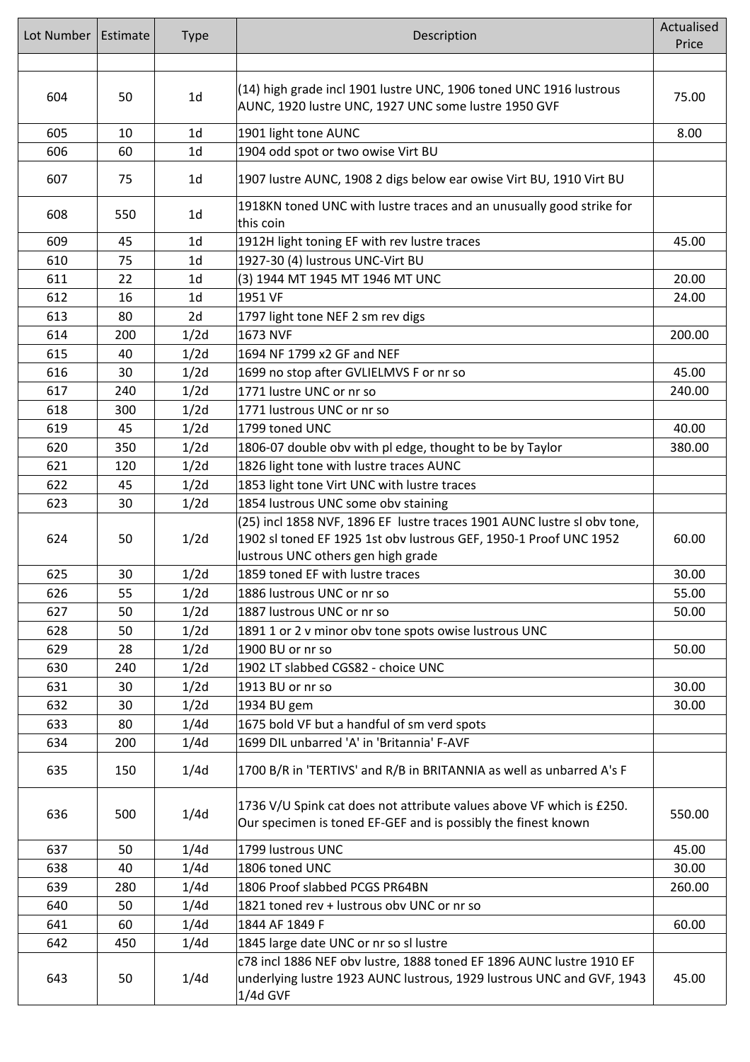| Lot Number | Estimate | Type | Description | Actualised Price |
|---|---|---|---|---|
| | | | | |
| 604 | 50 | 1d | (14) high grade incl 1901 lustre UNC, 1906 toned UNC 1916 lustrous AUNC, 1920 lustre UNC, 1927 UNC some lustre 1950 GVF | 75.00 |
| 605 | 10 | 1d | 1901 light tone AUNC | 8.00 |
| 606 | 60 | 1d | 1904 odd spot or two owise Virt BU | |
| 607 | 75 | 1d | 1907 lustre AUNC, 1908 2 digs below ear owise Virt BU, 1910 Virt BU | |
| 608 | 550 | 1d | 1918KN toned UNC with lustre traces and an unusually good strike for this coin | |
| 609 | 45 | 1d | 1912H light toning EF with rev lustre traces | 45.00 |
| 610 | 75 | 1d | 1927-30 (4) lustrous UNC-Virt BU | |
| 611 | 22 | 1d | (3) 1944 MT 1945 MT 1946 MT UNC | 20.00 |
| 612 | 16 | 1d | 1951 VF | 24.00 |
| 613 | 80 | 2d | 1797 light tone NEF 2 sm rev digs | |
| 614 | 200 | 1/2d | 1673 NVF | 200.00 |
| 615 | 40 | 1/2d | 1694 NF 1799 x2 GF and NEF | |
| 616 | 30 | 1/2d | 1699 no stop after GVLIELMVS F or nr so | 45.00 |
| 617 | 240 | 1/2d | 1771 lustre UNC or nr so | 240.00 |
| 618 | 300 | 1/2d | 1771 lustrous UNC or nr so | |
| 619 | 45 | 1/2d | 1799 toned UNC | 40.00 |
| 620 | 350 | 1/2d | 1806-07 double obv with pl edge, thought to be by Taylor | 380.00 |
| 621 | 120 | 1/2d | 1826 light tone with lustre traces AUNC | |
| 622 | 45 | 1/2d | 1853 light tone Virt UNC with lustre traces | |
| 623 | 30 | 1/2d | 1854 lustrous UNC some obv staining | |
| 624 | 50 | 1/2d | (25) incl 1858 NVF, 1896 EF lustre traces 1901 AUNC lustre sl obv tone, 1902 sl toned EF 1925 1st obv lustrous GEF, 1950-1 Proof UNC 1952 lustrous UNC others gen high grade | 60.00 |
| 625 | 30 | 1/2d | 1859 toned EF with lustre traces | 30.00 |
| 626 | 55 | 1/2d | 1886 lustrous UNC or nr so | 55.00 |
| 627 | 50 | 1/2d | 1887 lustrous UNC or nr so | 50.00 |
| 628 | 50 | 1/2d | 1891 1 or 2 v minor obv tone spots owise lustrous UNC | |
| 629 | 28 | 1/2d | 1900 BU or nr so | 50.00 |
| 630 | 240 | 1/2d | 1902 LT slabbed CGS82 - choice UNC | |
| 631 | 30 | 1/2d | 1913 BU or nr so | 30.00 |
| 632 | 30 | 1/2d | 1934 BU gem | 30.00 |
| 633 | 80 | 1/4d | 1675 bold VF but a handful of sm verd spots | |
| 634 | 200 | 1/4d | 1699 DIL unbarred 'A' in 'Britannia' F-AVF | |
| 635 | 150 | 1/4d | 1700 B/R in 'TERTIVS' and R/B in BRITANNIA as well as unbarred A's F | |
| 636 | 500 | 1/4d | 1736 V/U Spink cat does not attribute values above VF which is £250. Our specimen is toned EF-GEF and is possibly the finest known | 550.00 |
| 637 | 50 | 1/4d | 1799 lustrous UNC | 45.00 |
| 638 | 40 | 1/4d | 1806 toned UNC | 30.00 |
| 639 | 280 | 1/4d | 1806 Proof slabbed PCGS PR64BN | 260.00 |
| 640 | 50 | 1/4d | 1821 toned rev + lustrous obv UNC or nr so | |
| 641 | 60 | 1/4d | 1844 AF 1849 F | 60.00 |
| 642 | 450 | 1/4d | 1845 large date UNC or nr so sl lustre | |
| 643 | 50 | 1/4d | c78 incl 1886 NEF obv lustre, 1888 toned EF 1896 AUNC lustre 1910 EF underlying lustre 1923 AUNC lustrous, 1929 lustrous UNC and GVF, 1943 1/4d GVF | 45.00 |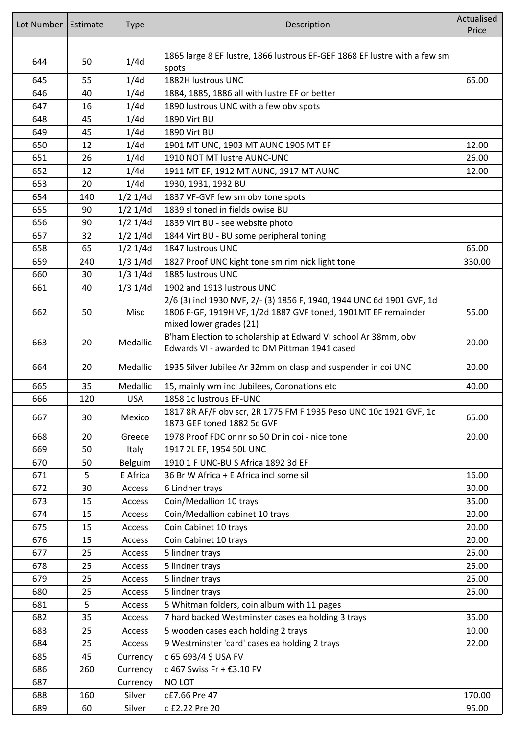| Lot Number | Estimate | Type | Description | Actualised Price |
|---|---|---|---|---|
| | | | | |
| 644 | 50 | 1/4d | 1865 large 8 EF lustre, 1866 lustrous EF-GEF 1868 EF lustre with a few sm spots | |
| 645 | 55 | 1/4d | 1882H lustrous UNC | 65.00 |
| 646 | 40 | 1/4d | 1884, 1885, 1886 all with lustre EF or better | |
| 647 | 16 | 1/4d | 1890 lustrous UNC with a few obv spots | |
| 648 | 45 | 1/4d | 1890 Virt BU | |
| 649 | 45 | 1/4d | 1890 Virt BU | |
| 650 | 12 | 1/4d | 1901 MT UNC, 1903 MT AUNC 1905 MT EF | 12.00 |
| 651 | 26 | 1/4d | 1910 NOT MT lustre AUNC-UNC | 26.00 |
| 652 | 12 | 1/4d | 1911 MT EF, 1912 MT AUNC, 1917 MT AUNC | 12.00 |
| 653 | 20 | 1/4d | 1930, 1931, 1932 BU | |
| 654 | 140 | 1/2 1/4d | 1837 VF-GVF few sm obv tone spots | |
| 655 | 90 | 1/2 1/4d | 1839 sl toned in fields owise BU | |
| 656 | 90 | 1/2 1/4d | 1839 Virt BU - see website photo | |
| 657 | 32 | 1/2 1/4d | 1844 Virt BU - BU some peripheral toning | |
| 658 | 65 | 1/2 1/4d | 1847 lustrous UNC | 65.00 |
| 659 | 240 | 1/3 1/4d | 1827 Proof UNC kight tone sm rim nick light tone | 330.00 |
| 660 | 30 | 1/3 1/4d | 1885 lustrous UNC | |
| 661 | 40 | 1/3 1/4d | 1902 and 1913 lustrous UNC | |
| 662 | 50 | Misc | 2/6 (3) incl 1930 NVF, 2/- (3) 1856 F, 1940, 1944 UNC 6d 1901 GVF, 1d 1806 F-GF, 1919H VF, 1/2d 1887 GVF toned, 1901MT EF remainder mixed lower grades (21) | 55.00 |
| 663 | 20 | Medallic | B'ham Election to scholarship at Edward VI school Ar 38mm, obv Edwards VI - awarded to DM Pittman 1941 cased | 20.00 |
| 664 | 20 | Medallic | 1935 Silver Jubilee Ar 32mm on clasp and suspender in coi UNC | 20.00 |
| 665 | 35 | Medallic | 15, mainly wm incl Jubilees, Coronations etc | 40.00 |
| 666 | 120 | USA | 1858 1c lustrous EF-UNC | |
| 667 | 30 | Mexico | 1817 8R AF/F obv scr, 2R 1775 FM F 1935 Peso UNC 10c 1921 GVF, 1c 1873 GEF toned 1882 5c GVF | 65.00 |
| 668 | 20 | Greece | 1978 Proof FDC or nr so 50 Dr in coi - nice tone | 20.00 |
| 669 | 50 | Italy | 1917 2L EF, 1954 50L UNC | |
| 670 | 50 | Belguim | 1910 1 F UNC-BU S Africa 1892 3d EF | |
| 671 | 5 | E Africa | 36 Br W Africa + E Africa incl some sil | 16.00 |
| 672 | 30 | Access | 6 Lindner trays | 30.00 |
| 673 | 15 | Access | Coin/Medallion 10 trays | 35.00 |
| 674 | 15 | Access | Coin/Medallion cabinet 10 trays | 20.00 |
| 675 | 15 | Access | Coin Cabinet 10 trays | 20.00 |
| 676 | 15 | Access | Coin Cabinet 10 trays | 20.00 |
| 677 | 25 | Access | 5 lindner trays | 25.00 |
| 678 | 25 | Access | 5 lindner trays | 25.00 |
| 679 | 25 | Access | 5 lindner trays | 25.00 |
| 680 | 25 | Access | 5 lindner trays | 25.00 |
| 681 | 5 | Access | 5 Whitman folders, coin album with 11 pages | |
| 682 | 35 | Access | 7 hard backed Westminster cases ea holding 3 trays | 35.00 |
| 683 | 25 | Access | 5 wooden cases each holding 2 trays | 10.00 |
| 684 | 25 | Access | 9 Westminster 'card' cases ea holding 2 trays | 22.00 |
| 685 | 45 | Currency | c 65 693/4 $ USA FV | |
| 686 | 260 | Currency | c 467 Swiss Fr + €3.10 FV | |
| 687 | | Currency | NO LOT | |
| 688 | 160 | Silver | c£7.66 Pre 47 | 170.00 |
| 689 | 60 | Silver | c £2.22 Pre 20 | 95.00 |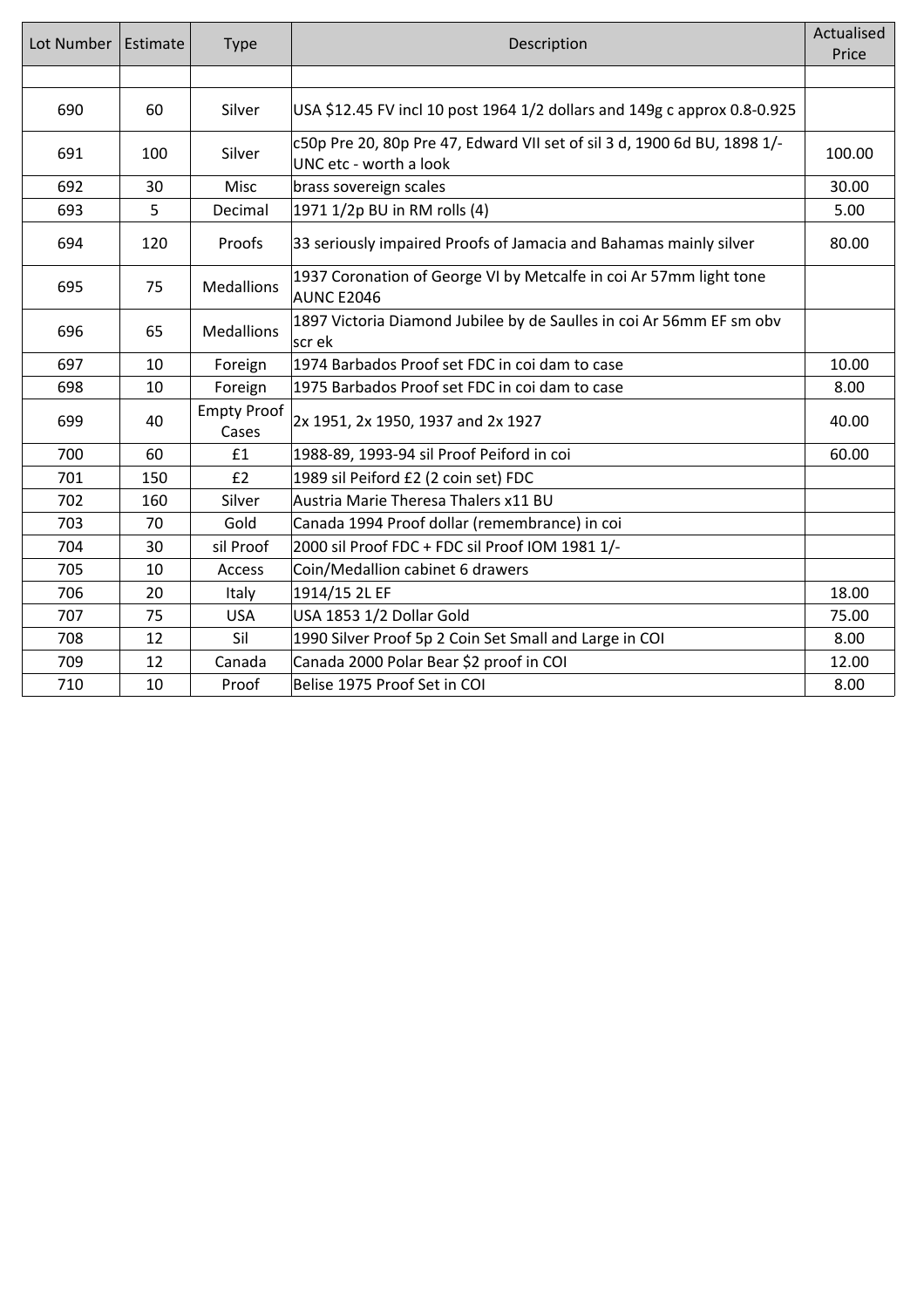| Lot Number | Estimate | Type | Description | Actualised Price |
|---|---|---|---|---|
| | | | | |
| 690 | 60 | Silver | USA $12.45 FV incl 10 post 1964 1/2 dollars and 149g c approx 0.8-0.925 | |
| 691 | 100 | Silver | c50p Pre 20, 80p Pre 47, Edward VII set of sil 3 d, 1900 6d BU, 1898 1/- UNC etc - worth a look | 100.00 |
| 692 | 30 | Misc | brass sovereign scales | 30.00 |
| 693 | 5 | Decimal | 1971 1/2p BU in RM rolls (4) | 5.00 |
| 694 | 120 | Proofs | 33 seriously impaired Proofs of Jamacia and Bahamas mainly silver | 80.00 |
| 695 | 75 | Medallions | 1937 Coronation of George VI by Metcalfe in coi Ar 57mm light tone AUNC E2046 | |
| 696 | 65 | Medallions | 1897 Victoria Diamond Jubilee by de Saulles in coi Ar 56mm EF sm obv scr ek | |
| 697 | 10 | Foreign | 1974 Barbados Proof set FDC in coi dam to case | 10.00 |
| 698 | 10 | Foreign | 1975 Barbados Proof set FDC in coi dam to case | 8.00 |
| 699 | 40 | Empty Proof Cases | 2x 1951, 2x 1950, 1937 and 2x 1927 | 40.00 |
| 700 | 60 | £1 | 1988-89, 1993-94 sil Proof Peiford in coi | 60.00 |
| 701 | 150 | £2 | 1989 sil Peiford £2 (2 coin set) FDC | |
| 702 | 160 | Silver | Austria Marie Theresa Thalers x11 BU | |
| 703 | 70 | Gold | Canada 1994 Proof dollar (remembrance) in coi | |
| 704 | 30 | sil Proof | 2000 sil Proof FDC + FDC sil Proof IOM 1981 1/- | |
| 705 | 10 | Access | Coin/Medallion cabinet 6 drawers | |
| 706 | 20 | Italy | 1914/15 2L EF | 18.00 |
| 707 | 75 | USA | USA 1853 1/2 Dollar Gold | 75.00 |
| 708 | 12 | Sil | 1990 Silver Proof 5p 2 Coin Set Small and Large in COI | 8.00 |
| 709 | 12 | Canada | Canada 2000 Polar Bear $2 proof in COI | 12.00 |
| 710 | 10 | Proof | Belise 1975 Proof Set in COI | 8.00 |